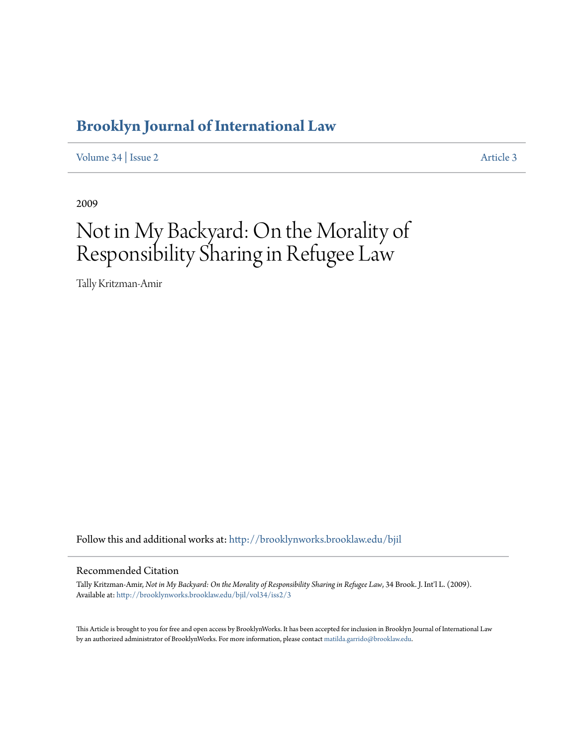# Brooklyn Journal of International Law

Volume 34 | Issue 2 Article 3

2009

# Not in My Backyard: On the Morality of Responsibility Sharing in Refugee Law

Tally Kritzman-Amir

Follow this and additional works at: http://brooklynworks.brooklaw.edu/bjil

## Recommended Citation

Tally Kritzman-Amir, *Not in My Backyard: On the Morality of Responsibility Sharing in Refugee Law*, 34 Brook. J. Int'l L. (2009).
Available at: http://brooklynworks.brooklaw.edu/bjil/vol34/iss2/3

This Article is brought to you for free and open access by BrooklynWorks. It has been accepted for inclusion in Brooklyn Journal of International Law by an authorized administrator of BrooklynWorks. For more information, please contact matilda.garrido@brooklaw.edu.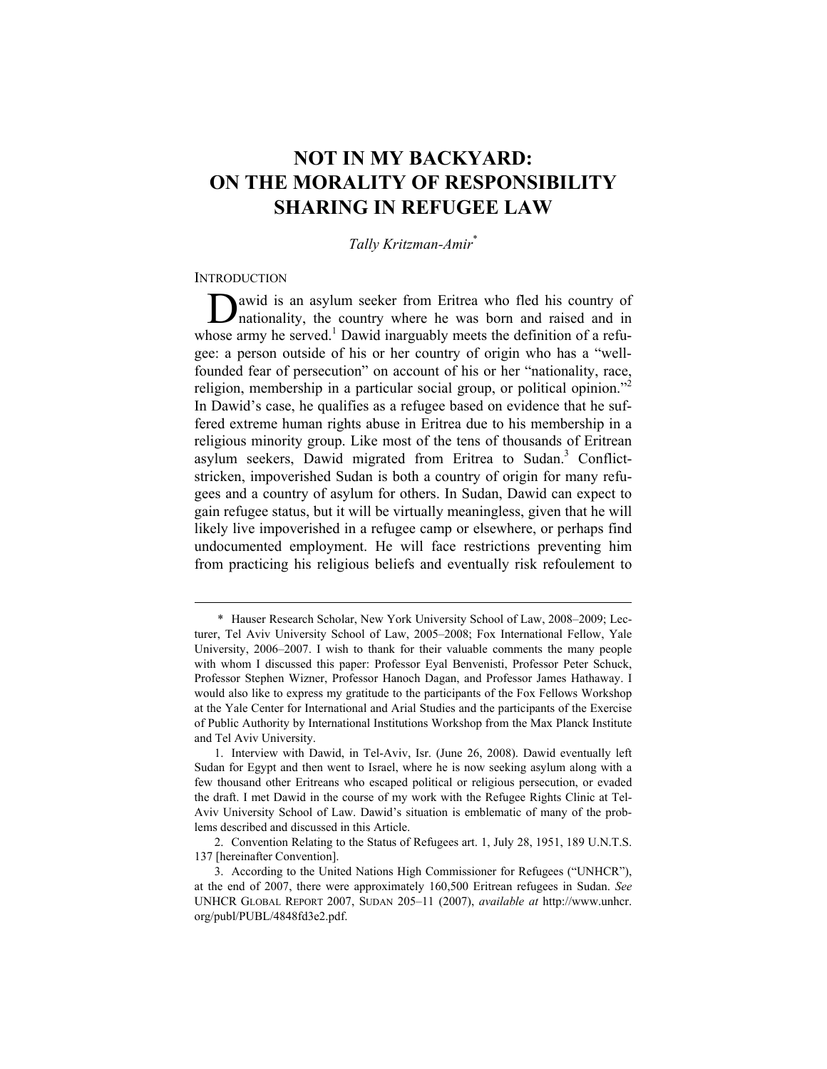# NOT IN MY BACKYARD: ON THE MORALITY OF RESPONSIBILITY SHARING IN REFUGEE LAW

*Tally Kritzman-Amir*[*]

## INTRODUCTION

Dawid is an asylum seeker from Eritrea who fled his country of nationality, the country where he was born and raised and in whose army he served.[1] Dawid inarguably meets the definition of a refugee: a person outside of his or her country of origin who has a "well-founded fear of persecution" on account of his or her "nationality, race, religion, membership in a particular social group, or political opinion."[2] In Dawid's case, he qualifies as a refugee based on evidence that he suffered extreme human rights abuse in Eritrea due to his membership in a religious minority group. Like most of the tens of thousands of Eritrean asylum seekers, Dawid migrated from Eritrea to Sudan.[3] Conflict-stricken, impoverished Sudan is both a country of origin for many refugees and a country of asylum for others. In Sudan, Dawid can expect to gain refugee status, but it will be virtually meaningless, given that he will likely live impoverished in a refugee camp or elsewhere, or perhaps find undocumented employment. He will face restrictions preventing him from practicing his religious beliefs and eventually risk refoulement to

---

\* Hauser Research Scholar, New York University School of Law, 2008–2009; Lecturer, Tel Aviv University School of Law, 2005–2008; Fox International Fellow, Yale University, 2006–2007. I wish to thank for their valuable comments the many people with whom I discussed this paper: Professor Eyal Benvenisti, Professor Peter Schuck, Professor Stephen Wizner, Professor Hanoch Dagan, and Professor James Hathaway. I would also like to express my gratitude to the participants of the Fox Fellows Workshop at the Yale Center for International and Arial Studies and the participants of the Exercise of Public Authority by International Institutions Workshop from the Max Planck Institute and Tel Aviv University.

1. Interview with Dawid, in Tel-Aviv, Isr. (June 26, 2008). Dawid eventually left Sudan for Egypt and then went to Israel, where he is now seeking asylum along with a few thousand other Eritreans who escaped political or religious persecution, or evaded the draft. I met Dawid in the course of my work with the Refugee Rights Clinic at Tel-Aviv University School of Law. Dawid's situation is emblematic of many of the problems described and discussed in this Article.

2. Convention Relating to the Status of Refugees art. 1, July 28, 1951, 189 U.N.T.S. 137 [hereinafter Convention].

3. According to the United Nations High Commissioner for Refugees ("UNHCR"), at the end of 2007, there were approximately 160,500 Eritrean refugees in Sudan. *See* UNHCR GLOBAL REPORT 2007, SUDAN 205–11 (2007), *available at* http://www.unhcr.org/publ/PUBL/4848fd3e2.pdf.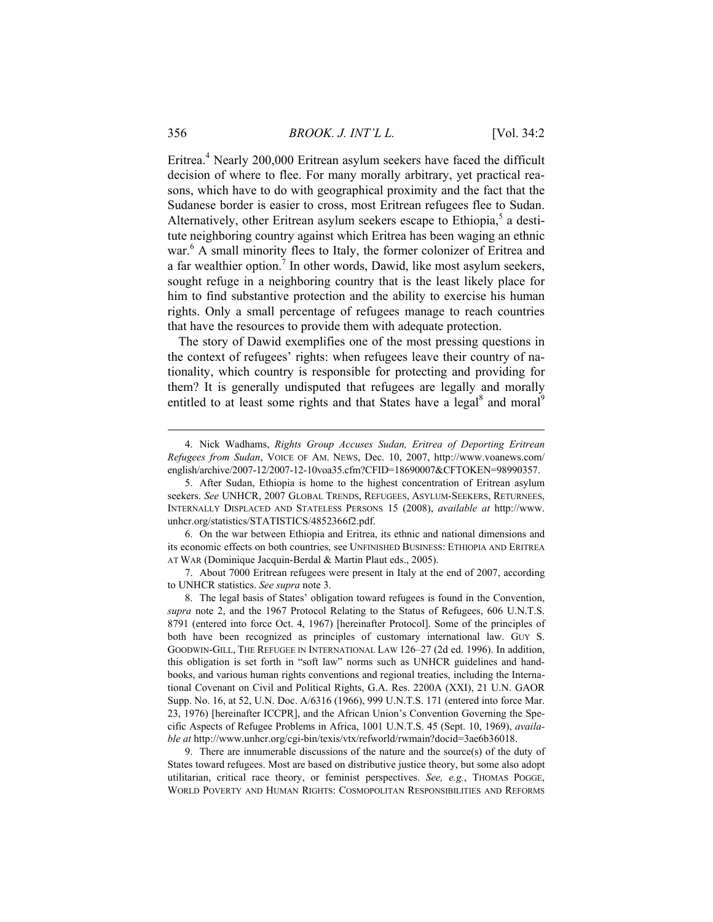Eritrea.[4] Nearly 200,000 Eritrean asylum seekers have faced the difficult decision of where to flee. For many morally arbitrary, yet practical reasons, which have to do with geographical proximity and the fact that the Sudanese border is easier to cross, most Eritrean refugees flee to Sudan. Alternatively, other Eritrean asylum seekers escape to Ethiopia,[5] a destitute neighboring country against which Eritrea has been waging an ethnic war.[6] A small minority flees to Italy, the former colonizer of Eritrea and a far wealthier option.[7] In other words, Dawid, like most asylum seekers, sought refuge in a neighboring country that is the least likely place for him to find substantive protection and the ability to exercise his human rights. Only a small percentage of refugees manage to reach countries that have the resources to provide them with adequate protection.

The story of Dawid exemplifies one of the most pressing questions in the context of refugees' rights: when refugees leave their country of nationality, which country is responsible for protecting and providing for them? It is generally undisputed that refugees are legally and morally entitled to at least some rights and that States have a legal[8] and moral[9]

---

4. Nick Wadhams, *Rights Group Accuses Sudan, Eritrea of Deporting Eritrean Refugees from Sudan*, VOICE OF AM. NEWS, Dec. 10, 2007, http://www.voanews.com/english/archive/2007-12/2007-12-10voa35.cfm?CFID=18690007&CFTOKEN=98990357.

5. After Sudan, Ethiopia is home to the highest concentration of Eritrean asylum seekers. *See* UNHCR, 2007 GLOBAL TRENDS, REFUGEES, ASYLUM-SEEKERS, RETURNEES, INTERNALLY DISPLACED AND STATELESS PERSONS 15 (2008), *available at* http://www.unhcr.org/statistics/STATISTICS/4852366f2.pdf.

6. On the war between Ethiopia and Eritrea, its ethnic and national dimensions and its economic effects on both countries, see UNFINISHED BUSINESS: ETHIOPIA AND ERITREA AT WAR (Dominique Jacquin-Berdal & Martin Plaut eds., 2005).

7. About 7000 Eritrean refugees were present in Italy at the end of 2007, according to UNHCR statistics. *See supra* note 3.

8. The legal basis of States' obligation toward refugees is found in the Convention, *supra* note 2, and the 1967 Protocol Relating to the Status of Refugees, 606 U.N.T.S. 8791 (entered into force Oct. 4, 1967) [hereinafter Protocol]. Some of the principles of both have been recognized as principles of customary international law. GUY S. GOODWIN-GILL, THE REFUGEE IN INTERNATIONAL LAW 126–27 (2d ed. 1996). In addition, this obligation is set forth in "soft law" norms such as UNHCR guidelines and handbooks, and various human rights conventions and regional treaties, including the International Covenant on Civil and Political Rights, G.A. Res. 2200A (XXI), 21 U.N. GAOR Supp. No. 16, at 52, U.N. Doc. A/6316 (1966), 999 U.N.T.S. 171 (entered into force Mar. 23, 1976) [hereinafter ICCPR], and the African Union's Convention Governing the Specific Aspects of Refugee Problems in Africa, 1001 U.N.T.S. 45 (Sept. 10, 1969), *available at* http://www.unhcr.org/cgi-bin/texis/vtx/refworld/rwmain?docid=3ae6b36018.

9. There are innumerable discussions of the nature and the source(s) of the duty of States toward refugees. Most are based on distributive justice theory, but some also adopt utilitarian, critical race theory, or feminist perspectives. *See, e.g.*, THOMAS POGGE, WORLD POVERTY AND HUMAN RIGHTS: COSMOPOLITAN RESPONSIBILITIES AND REFORMS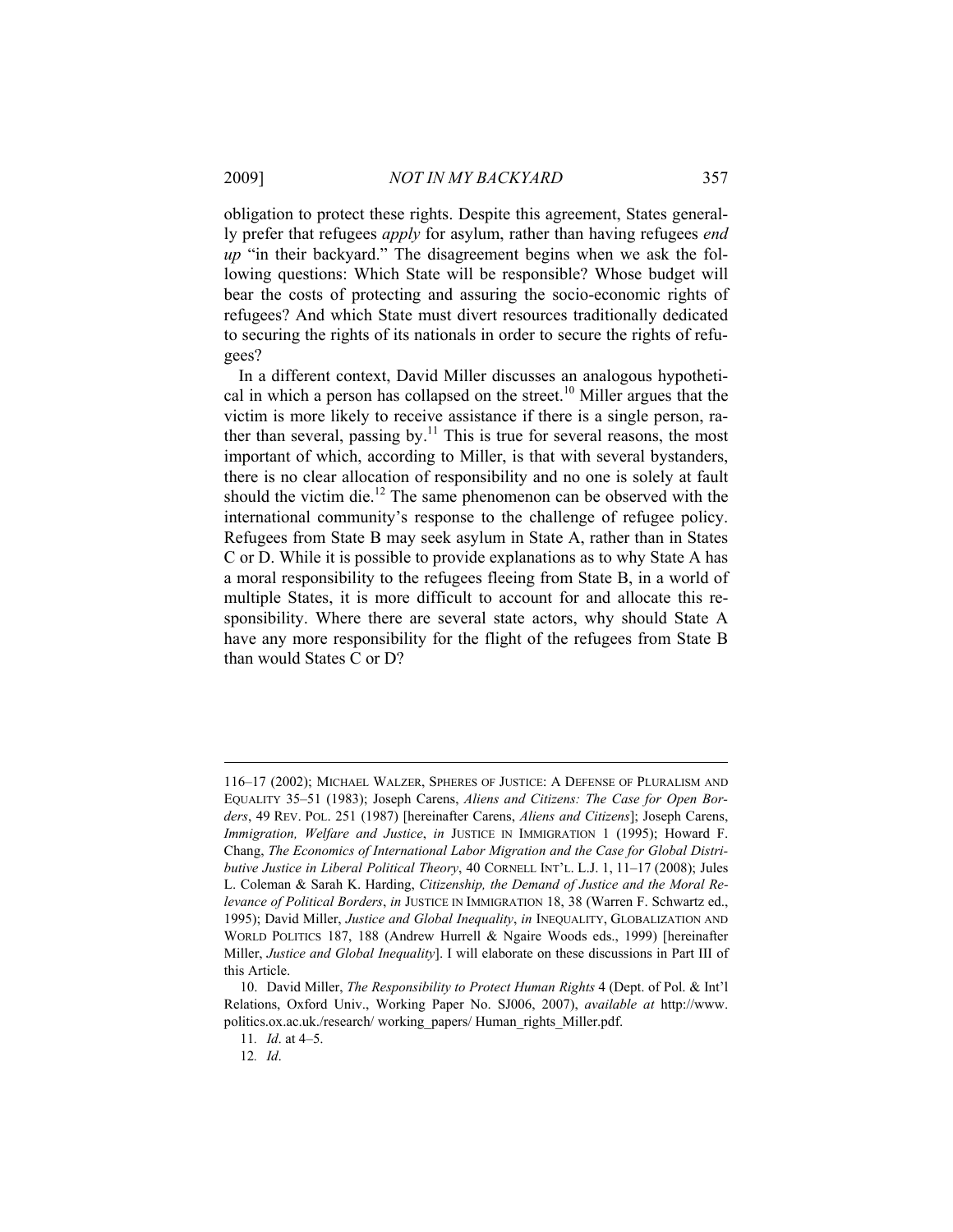obligation to protect these rights. Despite this agreement, States generally prefer that refugees *apply* for asylum, rather than having refugees *end up* "in their backyard." The disagreement begins when we ask the following questions: Which State will be responsible? Whose budget will bear the costs of protecting and assuring the socio-economic rights of refugees? And which State must divert resources traditionally dedicated to securing the rights of its nationals in order to secure the rights of refugees?

In a different context, David Miller discusses an analogous hypothetical in which a person has collapsed on the street.[10] Miller argues that the victim is more likely to receive assistance if there is a single person, rather than several, passing by.[11] This is true for several reasons, the most important of which, according to Miller, is that with several bystanders, there is no clear allocation of responsibility and no one is solely at fault should the victim die.[12] The same phenomenon can be observed with the international community's response to the challenge of refugee policy. Refugees from State B may seek asylum in State A, rather than in States C or D. While it is possible to provide explanations as to why State A has a moral responsibility to the refugees fleeing from State B, in a world of multiple States, it is more difficult to account for and allocate this responsibility. Where there are several state actors, why should State A have any more responsibility for the flight of the refugees from State B than would States C or D?

---

116–17 (2002); MICHAEL WALZER, SPHERES OF JUSTICE: A DEFENSE OF PLURALISM AND EQUALITY 35–51 (1983); Joseph Carens, *Aliens and Citizens: The Case for Open Borders*, 49 REV. POL. 251 (1987) [hereinafter Carens, *Aliens and Citizens*]; Joseph Carens, *Immigration, Welfare and Justice*, *in* JUSTICE IN IMMIGRATION 1 (1995); Howard F. Chang, *The Economics of International Labor Migration and the Case for Global Distributive Justice in Liberal Political Theory*, 40 CORNELL INT'L. L.J. 1, 11–17 (2008); Jules L. Coleman & Sarah K. Harding, *Citizenship, the Demand of Justice and the Moral Relevance of Political Borders*, *in* JUSTICE IN IMMIGRATION 18, 38 (Warren F. Schwartz ed., 1995); David Miller, *Justice and Global Inequality*, *in* INEQUALITY, GLOBALIZATION AND WORLD POLITICS 187, 188 (Andrew Hurrell & Ngaire Woods eds., 1999) [hereinafter Miller, *Justice and Global Inequality*]. I will elaborate on these discussions in Part III of this Article.

10. David Miller, *The Responsibility to Protect Human Rights* 4 (Dept. of Pol. & Int'l Relations, Oxford Univ., Working Paper No. SJ006, 2007), *available at* http://www.politics.ox.ac.uk./research/ working_papers/ Human_rights_Miller.pdf.

11. *Id*. at 4–5.

12. *Id*.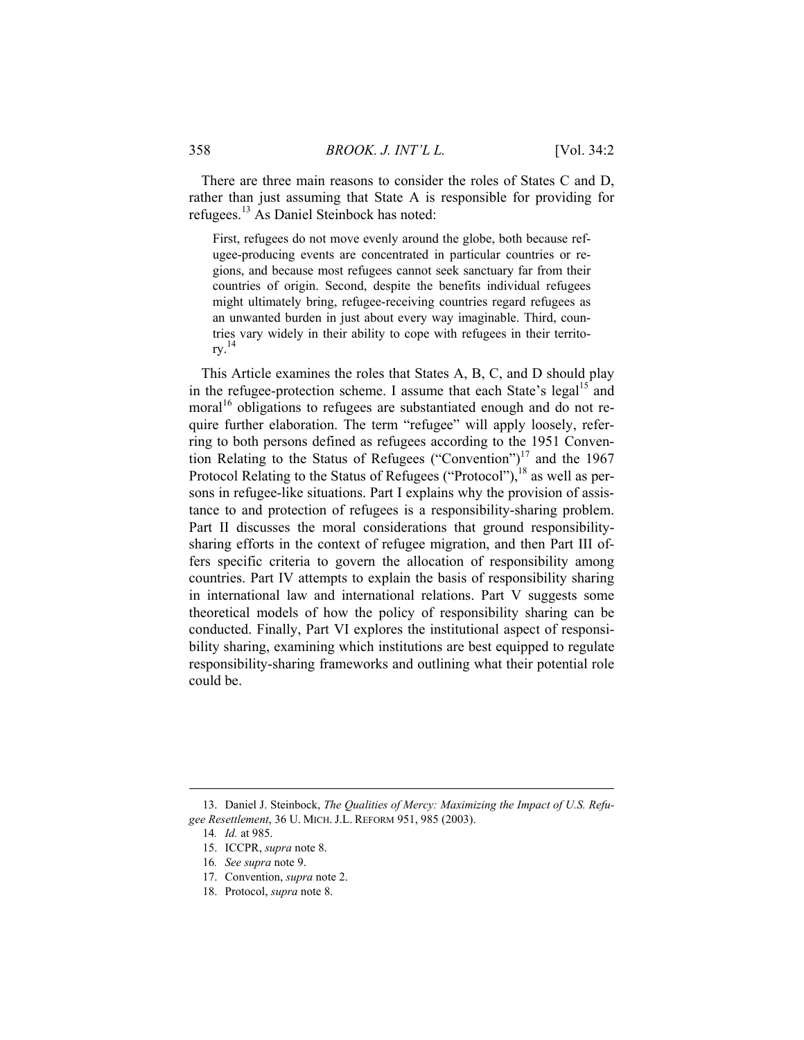There are three main reasons to consider the roles of States C and D, rather than just assuming that State A is responsible for providing for refugees.[13] As Daniel Steinbock has noted:

> First, refugees do not move evenly around the globe, both because refugee-producing events are concentrated in particular countries or regions, and because most refugees cannot seek sanctuary far from their countries of origin. Second, despite the benefits individual refugees might ultimately bring, refugee-receiving countries regard refugees as an unwanted burden in just about every way imaginable. Third, countries vary widely in their ability to cope with refugees in their territory.[14]

This Article examines the roles that States A, B, C, and D should play in the refugee-protection scheme. I assume that each State's legal[15] and moral[16] obligations to refugees are substantiated enough and do not require further elaboration. The term "refugee" will apply loosely, referring to both persons defined as refugees according to the 1951 Convention Relating to the Status of Refugees ("Convention")[17] and the 1967 Protocol Relating to the Status of Refugees ("Protocol"),[18] as well as persons in refugee-like situations. Part I explains why the provision of assistance to and protection of refugees is a responsibility-sharing problem. Part II discusses the moral considerations that ground responsibility-sharing efforts in the context of refugee migration, and then Part III offers specific criteria to govern the allocation of responsibility among countries. Part IV attempts to explain the basis of responsibility sharing in international law and international relations. Part V suggests some theoretical models of how the policy of responsibility sharing can be conducted. Finally, Part VI explores the institutional aspect of responsibility sharing, examining which institutions are best equipped to regulate responsibility-sharing frameworks and outlining what their potential role could be.

---

13. Daniel J. Steinbock, *The Qualities of Mercy: Maximizing the Impact of U.S. Refugee Resettlement*, 36 U. MICH. J.L. REFORM 951, 985 (2003).

14. *Id.* at 985.

15. ICCPR, *supra* note 8.

16. *See supra* note 9.

17. Convention, *supra* note 2.

18. Protocol, *supra* note 8.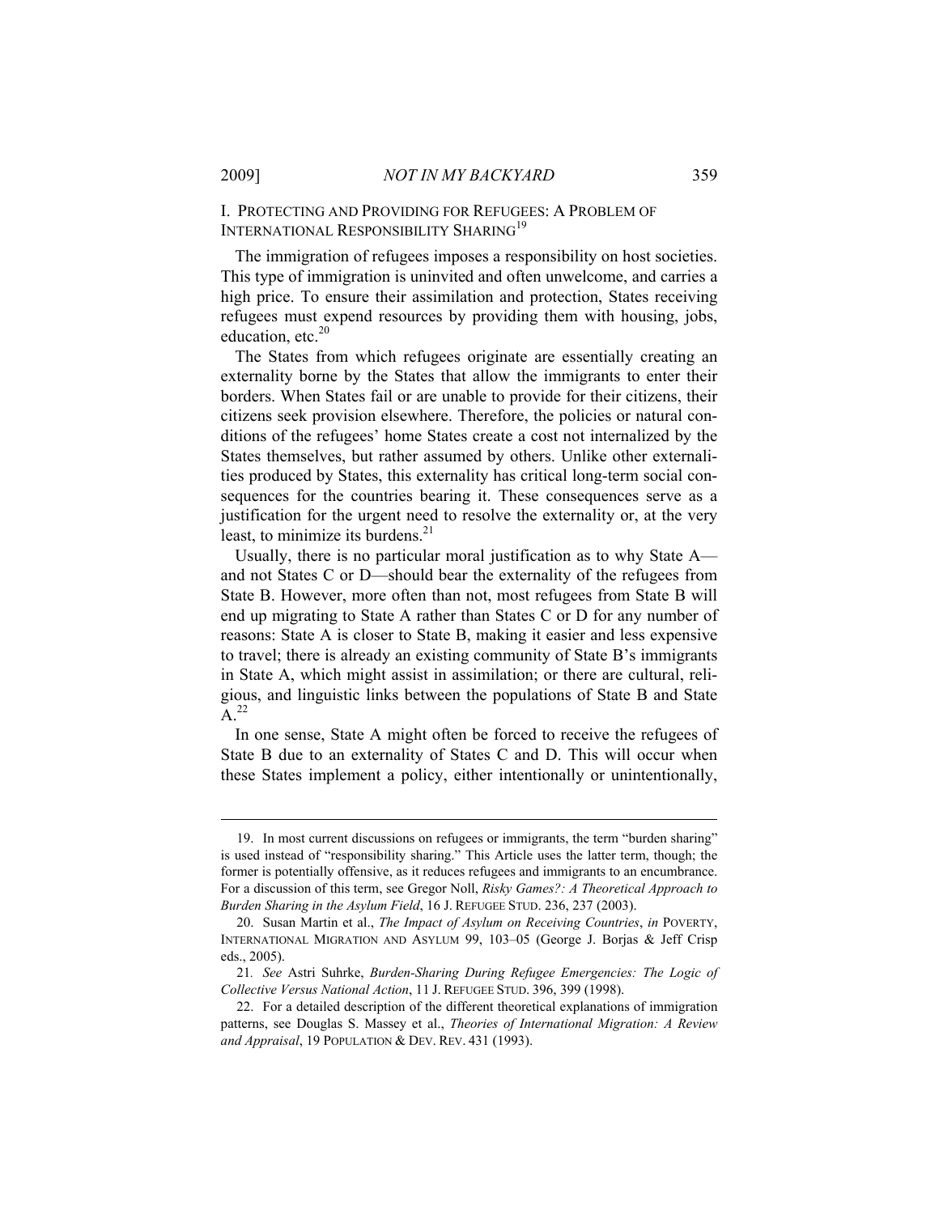## I. PROTECTING AND PROVIDING FOR REFUGEES: A PROBLEM OF INTERNATIONAL RESPONSIBILITY SHARING[19]

The immigration of refugees imposes a responsibility on host societies. This type of immigration is uninvited and often unwelcome, and carries a high price. To ensure their assimilation and protection, States receiving refugees must expend resources by providing them with housing, jobs, education, etc.[20]

The States from which refugees originate are essentially creating an externality borne by the States that allow the immigrants to enter their borders. When States fail or are unable to provide for their citizens, their citizens seek provision elsewhere. Therefore, the policies or natural conditions of the refugees' home States create a cost not internalized by the States themselves, but rather assumed by others. Unlike other externalities produced by States, this externality has critical long-term social consequences for the countries bearing it. These consequences serve as a justification for the urgent need to resolve the externality or, at the very least, to minimize its burdens.[21]

Usually, there is no particular moral justification as to why State A—and not States C or D—should bear the externality of the refugees from State B. However, more often than not, most refugees from State B will end up migrating to State A rather than States C or D for any number of reasons: State A is closer to State B, making it easier and less expensive to travel; there is already an existing community of State B's immigrants in State A, which might assist in assimilation; or there are cultural, religious, and linguistic links between the populations of State B and State A.[22]

In one sense, State A might often be forced to receive the refugees of State B due to an externality of States C and D. This will occur when these States implement a policy, either intentionally or unintentionally,

---

19. In most current discussions on refugees or immigrants, the term "burden sharing" is used instead of "responsibility sharing." This Article uses the latter term, though; the former is potentially offensive, as it reduces refugees and immigrants to an encumbrance. For a discussion of this term, see Gregor Noll, *Risky Games?: A Theoretical Approach to Burden Sharing in the Asylum Field*, 16 J. REFUGEE STUD. 236, 237 (2003).

20. Susan Martin et al., *The Impact of Asylum on Receiving Countries*, *in* POVERTY, INTERNATIONAL MIGRATION AND ASYLUM 99, 103–05 (George J. Borjas & Jeff Crisp eds., 2005).

21. *See* Astri Suhrke, *Burden-Sharing During Refugee Emergencies: The Logic of Collective Versus National Action*, 11 J. REFUGEE STUD. 396, 399 (1998).

22. For a detailed description of the different theoretical explanations of immigration patterns, see Douglas S. Massey et al., *Theories of International Migration: A Review and Appraisal*, 19 POPULATION & DEV. REV. 431 (1993).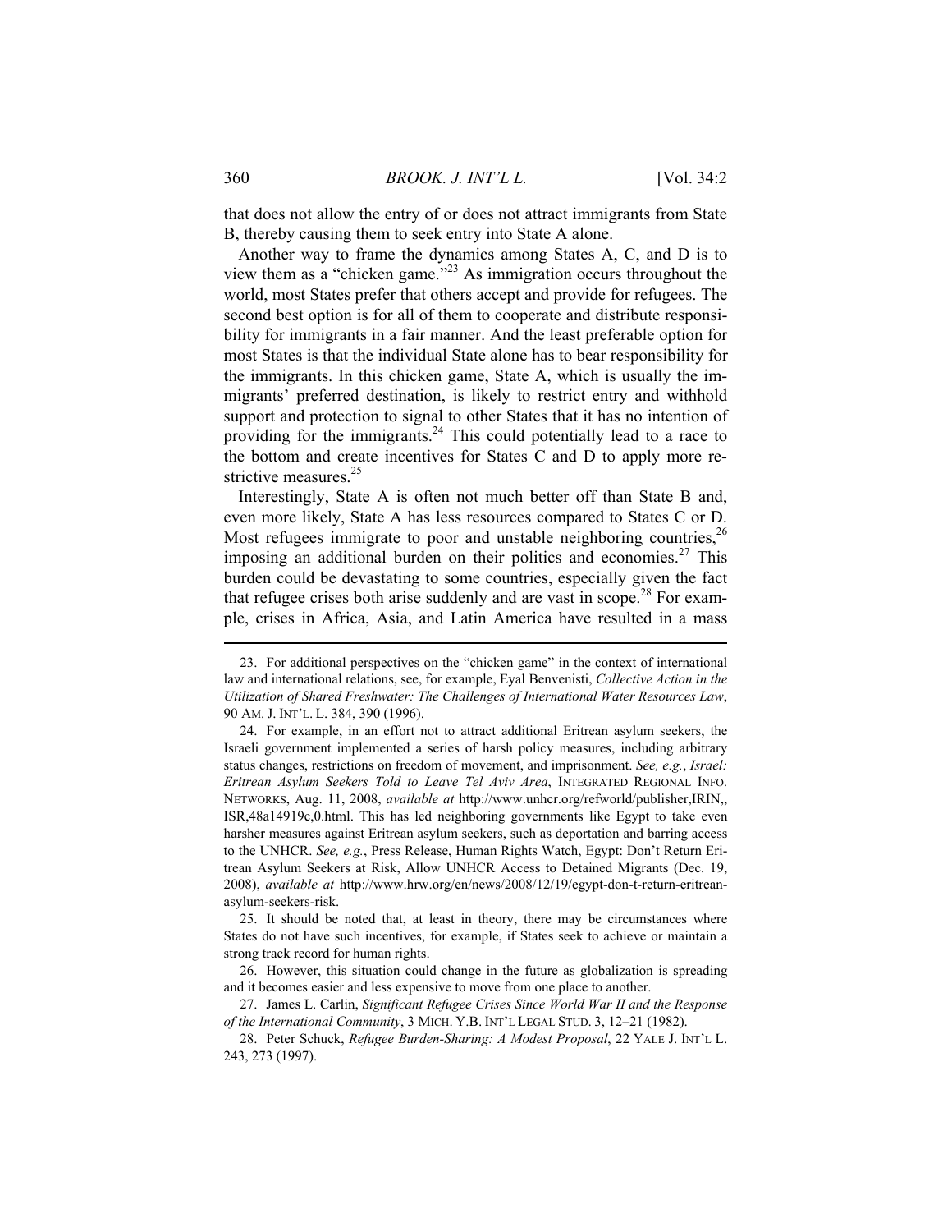that does not allow the entry of or does not attract immigrants from State B, thereby causing them to seek entry into State A alone.

Another way to frame the dynamics among States A, C, and D is to view them as a "chicken game."[23] As immigration occurs throughout the world, most States prefer that others accept and provide for refugees. The second best option is for all of them to cooperate and distribute responsibility for immigrants in a fair manner. And the least preferable option for most States is that the individual State alone has to bear responsibility for the immigrants. In this chicken game, State A, which is usually the immigrants' preferred destination, is likely to restrict entry and withhold support and protection to signal to other States that it has no intention of providing for the immigrants.[24] This could potentially lead to a race to the bottom and create incentives for States C and D to apply more restrictive measures.[25]

Interestingly, State A is often not much better off than State B and, even more likely, State A has less resources compared to States C or D. Most refugees immigrate to poor and unstable neighboring countries,[26] imposing an additional burden on their politics and economies.[27] This burden could be devastating to some countries, especially given the fact that refugee crises both arise suddenly and are vast in scope.[28] For example, crises in Africa, Asia, and Latin America have resulted in a mass

---

23. For additional perspectives on the "chicken game" in the context of international law and international relations, see, for example, Eyal Benvenisti, *Collective Action in the Utilization of Shared Freshwater: The Challenges of International Water Resources Law*, 90 AM. J. INT'L. L. 384, 390 (1996).

24. For example, in an effort not to attract additional Eritrean asylum seekers, the Israeli government implemented a series of harsh policy measures, including arbitrary status changes, restrictions on freedom of movement, and imprisonment. *See, e.g.*, *Israel: Eritrean Asylum Seekers Told to Leave Tel Aviv Area*, INTEGRATED REGIONAL INFO. NETWORKS, Aug. 11, 2008, *available at* http://www.unhcr.org/refworld/publisher,IRIN,,ISR,48a14919c,0.html. This has led neighboring governments like Egypt to take even harsher measures against Eritrean asylum seekers, such as deportation and barring access to the UNHCR. *See, e.g.*, Press Release, Human Rights Watch, Egypt: Don't Return Eritrean Asylum Seekers at Risk, Allow UNHCR Access to Detained Migrants (Dec. 19, 2008), *available at* http://www.hrw.org/en/news/2008/12/19/egypt-don-t-return-eritrean-asylum-seekers-risk.

25. It should be noted that, at least in theory, there may be circumstances where States do not have such incentives, for example, if States seek to achieve or maintain a strong track record for human rights.

26. However, this situation could change in the future as globalization is spreading and it becomes easier and less expensive to move from one place to another.

27. James L. Carlin, *Significant Refugee Crises Since World War II and the Response of the International Community*, 3 MICH. Y.B. INT'L LEGAL STUD. 3, 12–21 (1982).

28. Peter Schuck, *Refugee Burden-Sharing: A Modest Proposal*, 22 YALE J. INT'L L. 243, 273 (1997).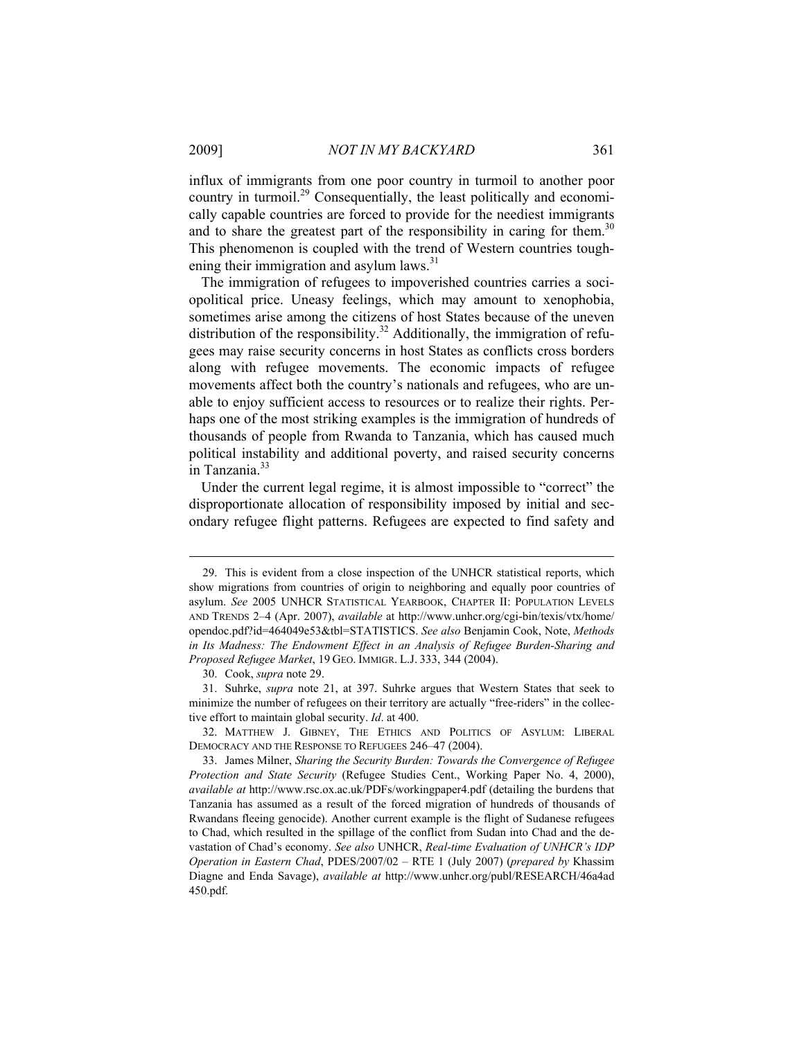influx of immigrants from one poor country in turmoil to another poor country in turmoil.[29] Consequentially, the least politically and economically capable countries are forced to provide for the neediest immigrants and to share the greatest part of the responsibility in caring for them.[30] This phenomenon is coupled with the trend of Western countries toughening their immigration and asylum laws.[31]

The immigration of refugees to impoverished countries carries a sociopolitical price. Uneasy feelings, which may amount to xenophobia, sometimes arise among the citizens of host States because of the uneven distribution of the responsibility.[32] Additionally, the immigration of refugees may raise security concerns in host States as conflicts cross borders along with refugee movements. The economic impacts of refugee movements affect both the country's nationals and refugees, who are unable to enjoy sufficient access to resources or to realize their rights. Perhaps one of the most striking examples is the immigration of hundreds of thousands of people from Rwanda to Tanzania, which has caused much political instability and additional poverty, and raised security concerns in Tanzania.[33]

Under the current legal regime, it is almost impossible to "correct" the disproportionate allocation of responsibility imposed by initial and secondary refugee flight patterns. Refugees are expected to find safety and

---

29. This is evident from a close inspection of the UNHCR statistical reports, which show migrations from countries of origin to neighboring and equally poor countries of asylum. *See* 2005 UNHCR STATISTICAL YEARBOOK, CHAPTER II: POPULATION LEVELS AND TRENDS 2–4 (Apr. 2007), *available* at http://www.unhcr.org/cgi-bin/texis/vtx/home/opendoc.pdf?id=464049e53&tbl=STATISTICS. *See also* Benjamin Cook, Note, *Methods in Its Madness: The Endowment Effect in an Analysis of Refugee Burden-Sharing and Proposed Refugee Market*, 19 GEO. IMMIGR. L.J. 333, 344 (2004).

30. Cook, *supra* note 29.

31. Suhrke, *supra* note 21, at 397. Suhrke argues that Western States that seek to minimize the number of refugees on their territory are actually "free-riders" in the collective effort to maintain global security. *Id*. at 400.

32. MATTHEW J. GIBNEY, THE ETHICS AND POLITICS OF ASYLUM: LIBERAL DEMOCRACY AND THE RESPONSE TO REFUGEES 246–47 (2004).

33. James Milner, *Sharing the Security Burden: Towards the Convergence of Refugee Protection and State Security* (Refugee Studies Cent., Working Paper No. 4, 2000), *available at* http://www.rsc.ox.ac.uk/PDFs/workingpaper4.pdf (detailing the burdens that Tanzania has assumed as a result of the forced migration of hundreds of thousands of Rwandans fleeing genocide). Another current example is the flight of Sudanese refugees to Chad, which resulted in the spillage of the conflict from Sudan into Chad and the devastation of Chad's economy. *See also* UNHCR, *Real-time Evaluation of UNHCR's IDP Operation in Eastern Chad*, PDES/2007/02 – RTE 1 (July 2007) (*prepared by* Khassim Diagne and Enda Savage), *available at* http://www.unhcr.org/publ/RESEARCH/46a4ad450.pdf.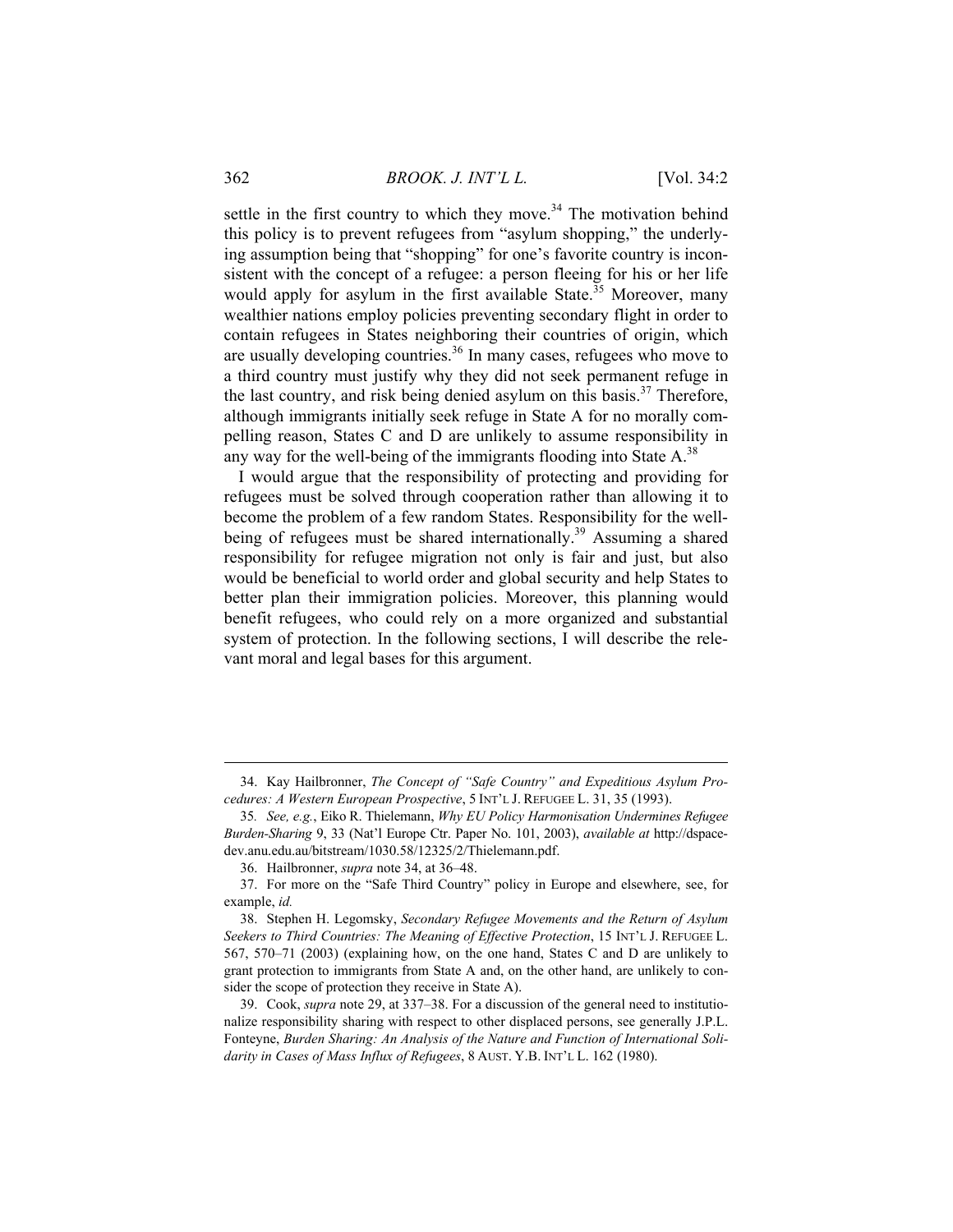settle in the first country to which they move.[34] The motivation behind this policy is to prevent refugees from "asylum shopping," the underlying assumption being that "shopping" for one's favorite country is inconsistent with the concept of a refugee: a person fleeing for his or her life would apply for asylum in the first available State.[35] Moreover, many wealthier nations employ policies preventing secondary flight in order to contain refugees in States neighboring their countries of origin, which are usually developing countries.[36] In many cases, refugees who move to a third country must justify why they did not seek permanent refuge in the last country, and risk being denied asylum on this basis.[37] Therefore, although immigrants initially seek refuge in State A for no morally compelling reason, States C and D are unlikely to assume responsibility in any way for the well-being of the immigrants flooding into State A.[38]

I would argue that the responsibility of protecting and providing for refugees must be solved through cooperation rather than allowing it to become the problem of a few random States. Responsibility for the well-being of refugees must be shared internationally.[39] Assuming a shared responsibility for refugee migration not only is fair and just, but also would be beneficial to world order and global security and help States to better plan their immigration policies. Moreover, this planning would benefit refugees, who could rely on a more organized and substantial system of protection. In the following sections, I will describe the relevant moral and legal bases for this argument.

---

34. Kay Hailbronner, *The Concept of "Safe Country" and Expeditious Asylum Procedures: A Western European Prospective*, 5 INT'L J. REFUGEE L. 31, 35 (1993).

35. *See, e.g.*, Eiko R. Thielemann, *Why EU Policy Harmonisation Undermines Refugee Burden-Sharing* 9, 33 (Nat'l Europe Ctr. Paper No. 101, 2003), *available at* http://dspace-dev.anu.edu.au/bitstream/1030.58/12325/2/Thielemann.pdf.

36. Hailbronner, *supra* note 34, at 36–48.

37. For more on the "Safe Third Country" policy in Europe and elsewhere, see, for example, *id.*

38. Stephen H. Legomsky, *Secondary Refugee Movements and the Return of Asylum Seekers to Third Countries: The Meaning of Effective Protection*, 15 INT'L J. REFUGEE L. 567, 570–71 (2003) (explaining how, on the one hand, States C and D are unlikely to grant protection to immigrants from State A and, on the other hand, are unlikely to consider the scope of protection they receive in State A).

39. Cook, *supra* note 29, at 337–38. For a discussion of the general need to institutionalize responsibility sharing with respect to other displaced persons, see generally J.P.L. Fonteyne, *Burden Sharing: An Analysis of the Nature and Function of International Solidarity in Cases of Mass Influx of Refugees*, 8 AUST. Y.B. INT'L L. 162 (1980).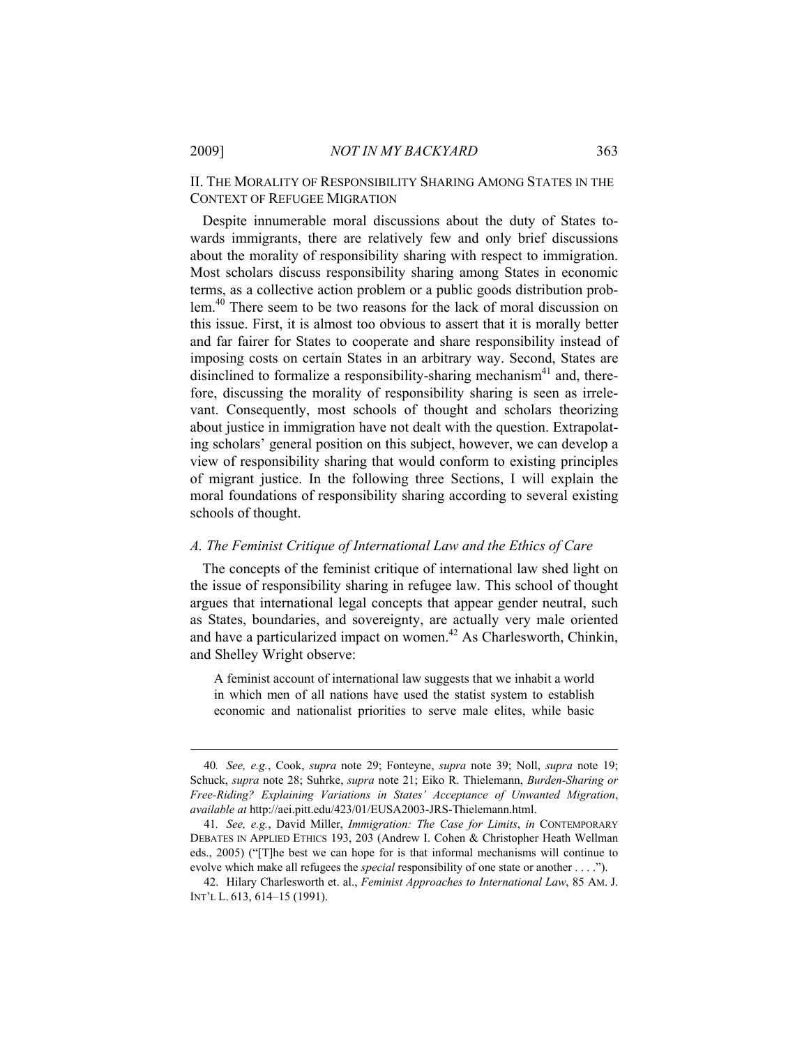## II. THE MORALITY OF RESPONSIBILITY SHARING AMONG STATES IN THE CONTEXT OF REFUGEE MIGRATION

Despite innumerable moral discussions about the duty of States towards immigrants, there are relatively few and only brief discussions about the morality of responsibility sharing with respect to immigration. Most scholars discuss responsibility sharing among States in economic terms, as a collective action problem or a public goods distribution problem.[40] There seem to be two reasons for the lack of moral discussion on this issue. First, it is almost too obvious to assert that it is morally better and far fairer for States to cooperate and share responsibility instead of imposing costs on certain States in an arbitrary way. Second, States are disinclined to formalize a responsibility-sharing mechanism[41] and, therefore, discussing the morality of responsibility sharing is seen as irrelevant. Consequently, most schools of thought and scholars theorizing about justice in immigration have not dealt with the question. Extrapolating scholars' general position on this subject, however, we can develop a view of responsibility sharing that would conform to existing principles of migrant justice. In the following three Sections, I will explain the moral foundations of responsibility sharing according to several existing schools of thought.

### *A. The Feminist Critique of International Law and the Ethics of Care*

The concepts of the feminist critique of international law shed light on the issue of responsibility sharing in refugee law. This school of thought argues that international legal concepts that appear gender neutral, such as States, boundaries, and sovereignty, are actually very male oriented and have a particularized impact on women.[42] As Charlesworth, Chinkin, and Shelley Wright observe:

> A feminist account of international law suggests that we inhabit a world in which men of all nations have used the statist system to establish economic and nationalist priorities to serve male elites, while basic

---

40. *See, e.g.*, Cook, *supra* note 29; Fonteyne, *supra* note 39; Noll, *supra* note 19; Schuck, *supra* note 28; Suhrke, *supra* note 21; Eiko R. Thielemann, *Burden-Sharing or Free-Riding? Explaining Variations in States' Acceptance of Unwanted Migration*, *available at* http://aei.pitt.edu/423/01/EUSA2003-JRS-Thielemann.html.

41. *See, e.g.*, David Miller, *Immigration: The Case for Limits*, *in* CONTEMPORARY DEBATES IN APPLIED ETHICS 193, 203 (Andrew I. Cohen & Christopher Heath Wellman eds., 2005) ("[T]he best we can hope for is that informal mechanisms will continue to evolve which make all refugees the *special* responsibility of one state or another . . . .").

42. Hilary Charlesworth et. al., *Feminist Approaches to International Law*, 85 AM. J. INT'L L. 613, 614–15 (1991).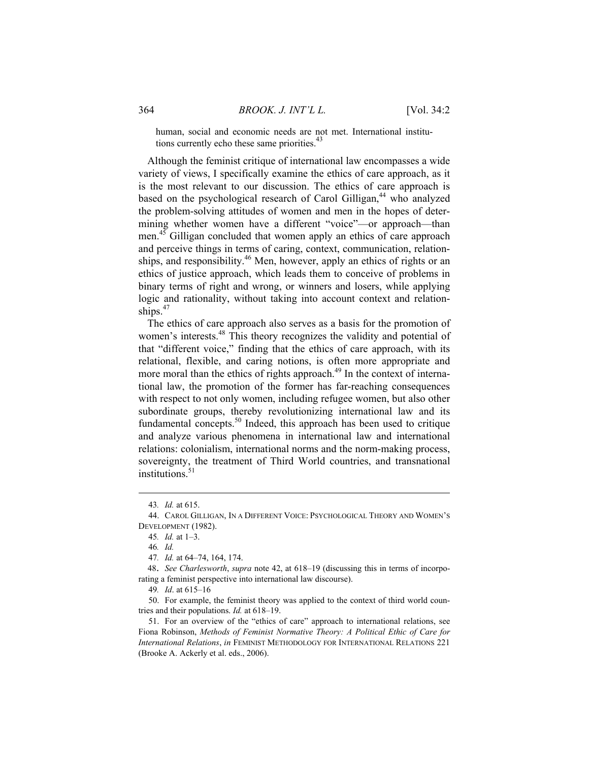human, social and economic needs are not met. International institutions currently echo these same priorities.[43]

Although the feminist critique of international law encompasses a wide variety of views, I specifically examine the ethics of care approach, as it is the most relevant to our discussion. The ethics of care approach is based on the psychological research of Carol Gilligan,[44] who analyzed the problem-solving attitudes of women and men in the hopes of determining whether women have a different "voice"—or approach—than men.[45] Gilligan concluded that women apply an ethics of care approach and perceive things in terms of caring, context, communication, relationships, and responsibility.[46] Men, however, apply an ethics of rights or an ethics of justice approach, which leads them to conceive of problems in binary terms of right and wrong, or winners and losers, while applying logic and rationality, without taking into account context and relationships.[47]

The ethics of care approach also serves as a basis for the promotion of women's interests.[48] This theory recognizes the validity and potential of that "different voice," finding that the ethics of care approach, with its relational, flexible, and caring notions, is often more appropriate and more moral than the ethics of rights approach.[49] In the context of international law, the promotion of the former has far-reaching consequences with respect to not only women, including refugee women, but also other subordinate groups, thereby revolutionizing international law and its fundamental concepts.[50] Indeed, this approach has been used to critique and analyze various phenomena in international law and international relations: colonialism, international norms and the norm-making process, sovereignty, the treatment of Third World countries, and transnational institutions.[51]

---

43. *Id.* at 615.

44. CAROL GILLIGAN, IN A DIFFERENT VOICE: PSYCHOLOGICAL THEORY AND WOMEN'S DEVELOPMENT (1982).

45. *Id.* at 1–3.

46. *Id.*

47. *Id.* at 64–74, 164, 174.

48. *See Charlesworth*, *supra* note 42, at 618–19 (discussing this in terms of incorporating a feminist perspective into international law discourse).

49. *Id*. at 615–16

50. For example, the feminist theory was applied to the context of third world countries and their populations. *Id.* at 618–19.

51. For an overview of the "ethics of care" approach to international relations, see Fiona Robinson, *Methods of Feminist Normative Theory: A Political Ethic of Care for International Relations*, *in* FEMINIST METHODOLOGY FOR INTERNATIONAL RELATIONS 221 (Brooke A. Ackerly et al. eds., 2006).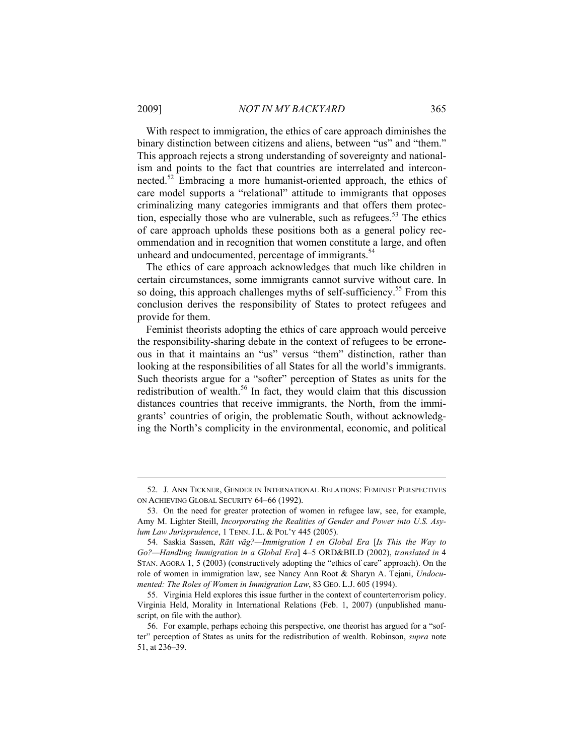With respect to immigration, the ethics of care approach diminishes the binary distinction between citizens and aliens, between "us" and "them." This approach rejects a strong understanding of sovereignty and nationalism and points to the fact that countries are interrelated and interconnected.[52] Embracing a more humanist-oriented approach, the ethics of care model supports a "relational" attitude to immigrants that opposes criminalizing many categories immigrants and that offers them protection, especially those who are vulnerable, such as refugees.[53] The ethics of care approach upholds these positions both as a general policy recommendation and in recognition that women constitute a large, and often unheard and undocumented, percentage of immigrants.[54]

The ethics of care approach acknowledges that much like children in certain circumstances, some immigrants cannot survive without care. In so doing, this approach challenges myths of self-sufficiency.[55] From this conclusion derives the responsibility of States to protect refugees and provide for them.

Feminist theorists adopting the ethics of care approach would perceive the responsibility-sharing debate in the context of refugees to be erroneous in that it maintains an "us" versus "them" distinction, rather than looking at the responsibilities of all States for all the world's immigrants. Such theorists argue for a "softer" perception of States as units for the redistribution of wealth.[56] In fact, they would claim that this discussion distances countries that receive immigrants, the North, from the immigrants' countries of origin, the problematic South, without acknowledging the North's complicity in the environmental, economic, and political

52. J. ANN TICKNER, GENDER IN INTERNATIONAL RELATIONS: FEMINIST PERSPECTIVES ON ACHIEVING GLOBAL SECURITY 64–66 (1992).

53. On the need for greater protection of women in refugee law, see, for example, Amy M. Lighter Steill, *Incorporating the Realities of Gender and Power into U.S. Asylum Law Jurisprudence*, 1 TENN. J.L. & POL'Y 445 (2005).

54. Saskia Sassen, *Rätt väg?—Immigration I en Global Era* [*Is This the Way to Go?—Handling Immigration in a Global Era*] 4–5 ORD&BILD (2002), *translated in* 4 STAN. AGORA 1, 5 (2003) (constructively adopting the "ethics of care" approach). On the role of women in immigration law, see Nancy Ann Root & Sharyn A. Tejani, *Undocumented: The Roles of Women in Immigration Law*, 83 GEO. L.J. 605 (1994).

55. Virginia Held explores this issue further in the context of counterterrorism policy. Virginia Held, Morality in International Relations (Feb. 1, 2007) (unpublished manuscript, on file with the author).

56. For example, perhaps echoing this perspective, one theorist has argued for a "softer" perception of States as units for the redistribution of wealth. Robinson, *supra* note 51, at 236–39.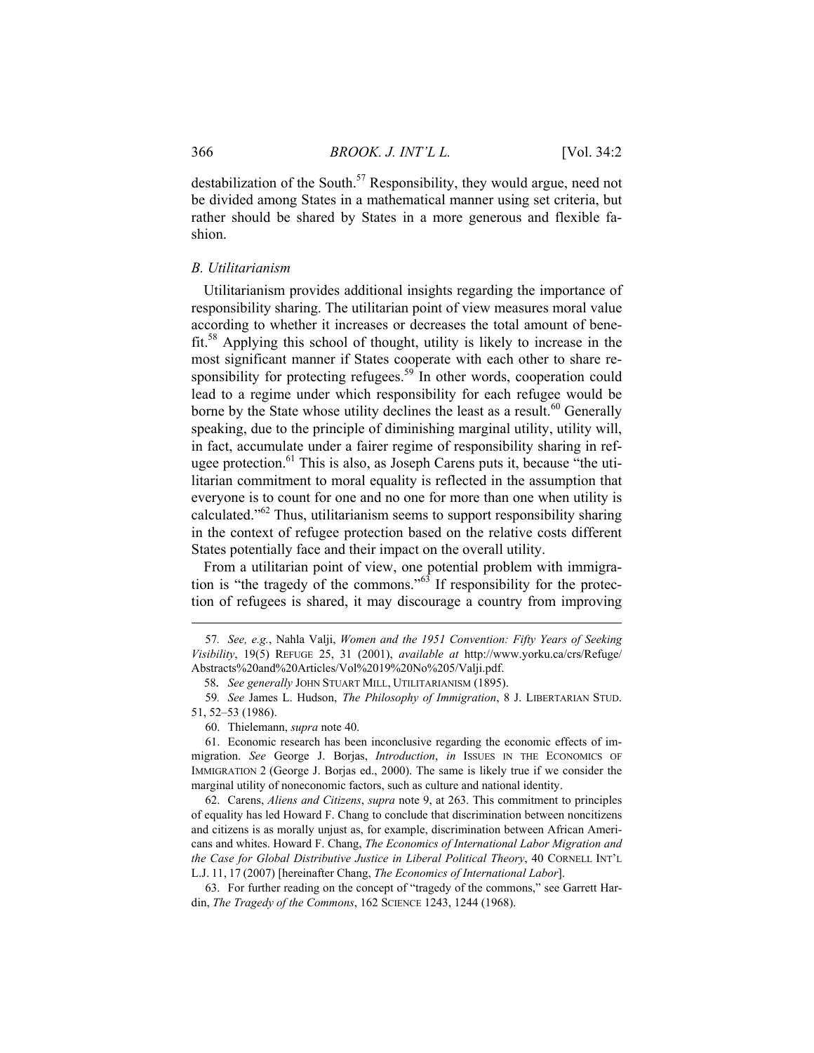destabilization of the South.[57] Responsibility, they would argue, need not be divided among States in a mathematical manner using set criteria, but rather should be shared by States in a more generous and flexible fashion.

### *B. Utilitarianism*

Utilitarianism provides additional insights regarding the importance of responsibility sharing. The utilitarian point of view measures moral value according to whether it increases or decreases the total amount of benefit.[58] Applying this school of thought, utility is likely to increase in the most significant manner if States cooperate with each other to share responsibility for protecting refugees.[59] In other words, cooperation could lead to a regime under which responsibility for each refugee would be borne by the State whose utility declines the least as a result.[60] Generally speaking, due to the principle of diminishing marginal utility, utility will, in fact, accumulate under a fairer regime of responsibility sharing in refugee protection.[61] This is also, as Joseph Carens puts it, because "the utilitarian commitment to moral equality is reflected in the assumption that everyone is to count for one and no one for more than one when utility is calculated."[62] Thus, utilitarianism seems to support responsibility sharing in the context of refugee protection based on the relative costs different States potentially face and their impact on the overall utility.

From a utilitarian point of view, one potential problem with immigration is "the tragedy of the commons."[63] If responsibility for the protection of refugees is shared, it may discourage a country from improving

---

57. *See, e.g.*, Nahla Valji, *Women and the 1951 Convention: Fifty Years of Seeking Visibility*, 19(5) REFUGE 25, 31 (2001), *available at* http://www.yorku.ca/crs/Refuge/Abstracts%20and%20Articles/Vol%2019%20No%205/Valji.pdf.

58. *See generally* JOHN STUART MILL, UTILITARIANISM (1895).

59. *See* James L. Hudson, *The Philosophy of Immigration*, 8 J. LIBERTARIAN STUD. 51, 52–53 (1986).

60. Thielemann, *supra* note 40.

61. Economic research has been inconclusive regarding the economic effects of immigration. *See* George J. Borjas, *Introduction*, *in* ISSUES IN THE ECONOMICS OF IMMIGRATION 2 (George J. Borjas ed., 2000). The same is likely true if we consider the marginal utility of noneconomic factors, such as culture and national identity.

62. Carens, *Aliens and Citizens*, *supra* note 9, at 263. This commitment to principles of equality has led Howard F. Chang to conclude that discrimination between noncitizens and citizens is as morally unjust as, for example, discrimination between African Americans and whites. Howard F. Chang, *The Economics of International Labor Migration and the Case for Global Distributive Justice in Liberal Political Theory*, 40 CORNELL INT'L L.J. 11, 17 (2007) [hereinafter Chang, *The Economics of International Labor*].

63. For further reading on the concept of "tragedy of the commons," see Garrett Hardin, *The Tragedy of the Commons*, 162 SCIENCE 1243, 1244 (1968).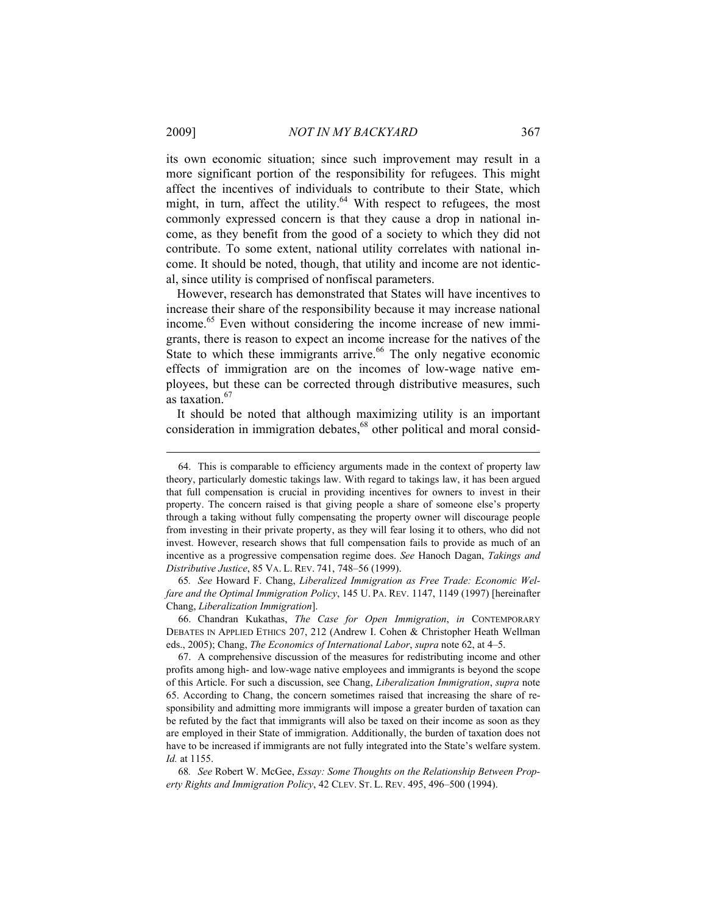its own economic situation; since such improvement may result in a more significant portion of the responsibility for refugees. This might affect the incentives of individuals to contribute to their State, which might, in turn, affect the utility.[64] With respect to refugees, the most commonly expressed concern is that they cause a drop in national income, as they benefit from the good of a society to which they did not contribute. To some extent, national utility correlates with national income. It should be noted, though, that utility and income are not identical, since utility is comprised of nonfiscal parameters.

However, research has demonstrated that States will have incentives to increase their share of the responsibility because it may increase national income.[65] Even without considering the income increase of new immigrants, there is reason to expect an income increase for the natives of the State to which these immigrants arrive.[66] The only negative economic effects of immigration are on the incomes of low-wage native employees, but these can be corrected through distributive measures, such as taxation.[67]

It should be noted that although maximizing utility is an important consideration in immigration debates,[68] other political and moral consid-

---

64. This is comparable to efficiency arguments made in the context of property law theory, particularly domestic takings law. With regard to takings law, it has been argued that full compensation is crucial in providing incentives for owners to invest in their property. The concern raised is that giving people a share of someone else's property through a taking without fully compensating the property owner will discourage people from investing in their private property, as they will fear losing it to others, who did not invest. However, research shows that full compensation fails to provide as much of an incentive as a progressive compensation regime does. *See* Hanoch Dagan, *Takings and Distributive Justice*, 85 VA. L. REV. 741, 748–56 (1999).

65. *See* Howard F. Chang, *Liberalized Immigration as Free Trade: Economic Welfare and the Optimal Immigration Policy*, 145 U. PA. REV. 1147, 1149 (1997) [hereinafter Chang, *Liberalization Immigration*].

66. Chandran Kukathas, *The Case for Open Immigration*, *in* CONTEMPORARY DEBATES IN APPLIED ETHICS 207, 212 (Andrew I. Cohen & Christopher Heath Wellman eds., 2005); Chang, *The Economics of International Labor*, *supra* note 62, at 4–5.

67. A comprehensive discussion of the measures for redistributing income and other profits among high- and low-wage native employees and immigrants is beyond the scope of this Article. For such a discussion, see Chang, *Liberalization Immigration*, *supra* note 65. According to Chang, the concern sometimes raised that increasing the share of responsibility and admitting more immigrants will impose a greater burden of taxation can be refuted by the fact that immigrants will also be taxed on their income as soon as they are employed in their State of immigration. Additionally, the burden of taxation does not have to be increased if immigrants are not fully integrated into the State's welfare system. *Id.* at 1155.

68. *See* Robert W. McGee, *Essay: Some Thoughts on the Relationship Between Property Rights and Immigration Policy*, 42 CLEV. ST. L. REV. 495, 496–500 (1994).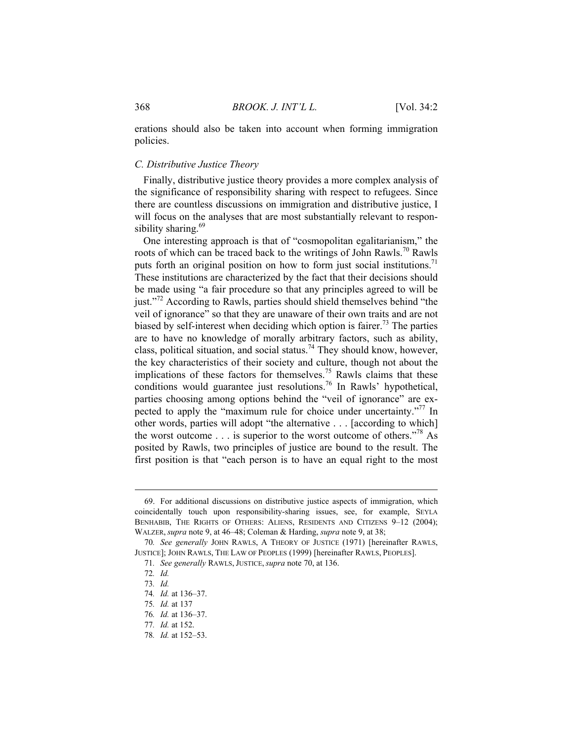erations should also be taken into account when forming immigration policies.

### *C. Distributive Justice Theory*

Finally, distributive justice theory provides a more complex analysis of the significance of responsibility sharing with respect to refugees. Since there are countless discussions on immigration and distributive justice, I will focus on the analyses that are most substantially relevant to responsibility sharing.[69]

One interesting approach is that of "cosmopolitan egalitarianism," the roots of which can be traced back to the writings of John Rawls.[70] Rawls puts forth an original position on how to form just social institutions.[71] These institutions are characterized by the fact that their decisions should be made using "a fair procedure so that any principles agreed to will be just."[72] According to Rawls, parties should shield themselves behind "the veil of ignorance" so that they are unaware of their own traits and are not biased by self-interest when deciding which option is fairer.[73] The parties are to have no knowledge of morally arbitrary factors, such as ability, class, political situation, and social status.[74] They should know, however, the key characteristics of their society and culture, though not about the implications of these factors for themselves.[75] Rawls claims that these conditions would guarantee just resolutions.[76] In Rawls' hypothetical, parties choosing among options behind the "veil of ignorance" are expected to apply the "maximum rule for choice under uncertainty."[77] In other words, parties will adopt "the alternative . . . [according to which] the worst outcome . . . is superior to the worst outcome of others."[78] As posited by Rawls, two principles of justice are bound to the result. The first position is that "each person is to have an equal right to the most

---

69. For additional discussions on distributive justice aspects of immigration, which coincidentally touch upon responsibility-sharing issues, see, for example, SEYLA BENHABIB, THE RIGHTS OF OTHERS: ALIENS, RESIDENTS AND CITIZENS 9–12 (2004); WALZER, *supra* note 9, at 46–48; Coleman & Harding, *supra* note 9, at 38;

70. *See generally* JOHN RAWLS, A THEORY OF JUSTICE (1971) [hereinafter RAWLS, JUSTICE]; JOHN RAWLS, THE LAW OF PEOPLES (1999) [hereinafter RAWLS, PEOPLES].

71. *See generally* RAWLS, JUSTICE, *supra* note 70, at 136.

72. *Id.*

73. *Id.*

74. *Id.* at 136–37.

75. *Id.* at 137

76. *Id.* at 136–37.

77. *Id.* at 152.

78. *Id.* at 152–53.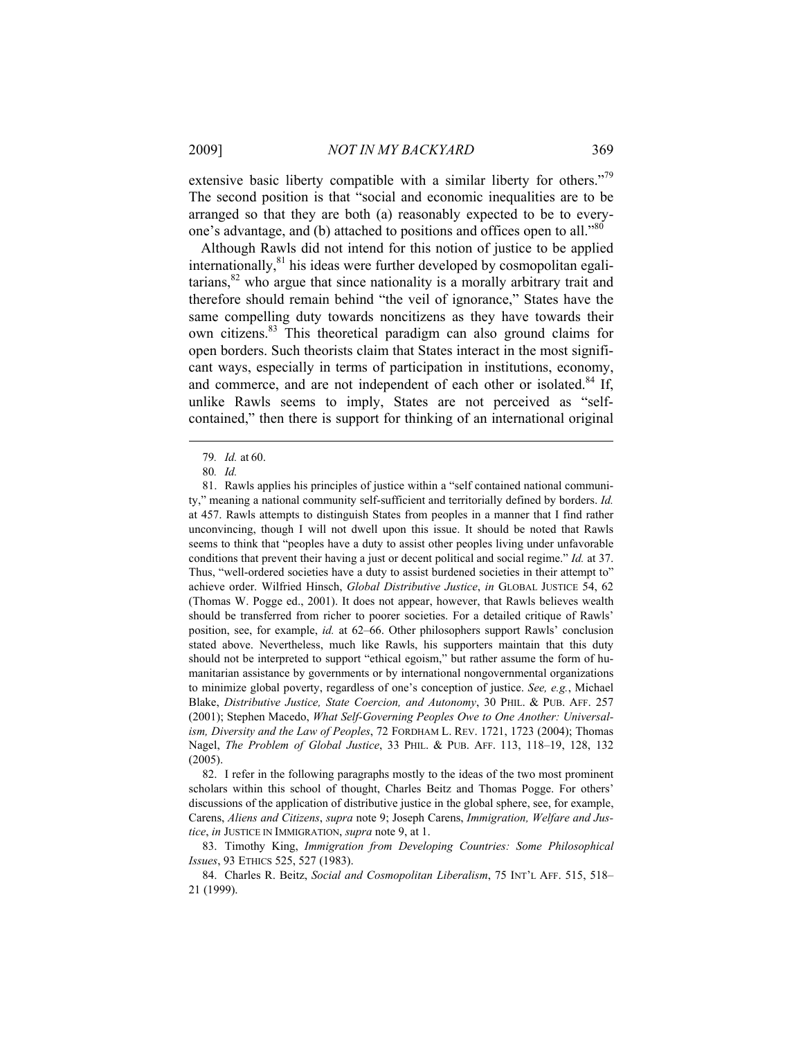extensive basic liberty compatible with a similar liberty for others."[79] The second position is that "social and economic inequalities are to be arranged so that they are both (a) reasonably expected to be to everyone's advantage, and (b) attached to positions and offices open to all."[80]

Although Rawls did not intend for this notion of justice to be applied internationally,[81] his ideas were further developed by cosmopolitan egalitarians,[82] who argue that since nationality is a morally arbitrary trait and therefore should remain behind "the veil of ignorance," States have the same compelling duty towards noncitizens as they have towards their own citizens.[83] This theoretical paradigm can also ground claims for open borders. Such theorists claim that States interact in the most significant ways, especially in terms of participation in institutions, economy, and commerce, and are not independent of each other or isolated.[84] If, unlike Rawls seems to imply, States are not perceived as "self-contained," then there is support for thinking of an international original

---

79. *Id.* at 60.

80. *Id.*

81. Rawls applies his principles of justice within a "self contained national community," meaning a national community self-sufficient and territorially defined by borders. *Id.* at 457. Rawls attempts to distinguish States from peoples in a manner that I find rather unconvincing, though I will not dwell upon this issue. It should be noted that Rawls seems to think that "peoples have a duty to assist other peoples living under unfavorable conditions that prevent their having a just or decent political and social regime." *Id.* at 37. Thus, "well-ordered societies have a duty to assist burdened societies in their attempt to" achieve order. Wilfried Hinsch, *Global Distributive Justice*, *in* GLOBAL JUSTICE 54, 62 (Thomas W. Pogge ed., 2001). It does not appear, however, that Rawls believes wealth should be transferred from richer to poorer societies. For a detailed critique of Rawls' position, see, for example, *id.* at 62–66. Other philosophers support Rawls' conclusion stated above. Nevertheless, much like Rawls, his supporters maintain that this duty should not be interpreted to support "ethical egoism," but rather assume the form of humanitarian assistance by governments or by international nongovernmental organizations to minimize global poverty, regardless of one's conception of justice. *See, e.g.*, Michael Blake, *Distributive Justice, State Coercion, and Autonomy*, 30 PHIL. & PUB. AFF. 257 (2001); Stephen Macedo, *What Self-Governing Peoples Owe to One Another: Universalism, Diversity and the Law of Peoples*, 72 FORDHAM L. REV. 1721, 1723 (2004); Thomas Nagel, *The Problem of Global Justice*, 33 PHIL. & PUB. AFF. 113, 118–19, 128, 132 (2005).

82. I refer in the following paragraphs mostly to the ideas of the two most prominent scholars within this school of thought, Charles Beitz and Thomas Pogge. For others' discussions of the application of distributive justice in the global sphere, see, for example, Carens, *Aliens and Citizens*, *supra* note 9; Joseph Carens, *Immigration, Welfare and Justice*, *in* JUSTICE IN IMMIGRATION, *supra* note 9, at 1.

83. Timothy King, *Immigration from Developing Countries: Some Philosophical Issues*, 93 ETHICS 525, 527 (1983).

84. Charles R. Beitz, *Social and Cosmopolitan Liberalism*, 75 INT'L AFF. 515, 518–21 (1999).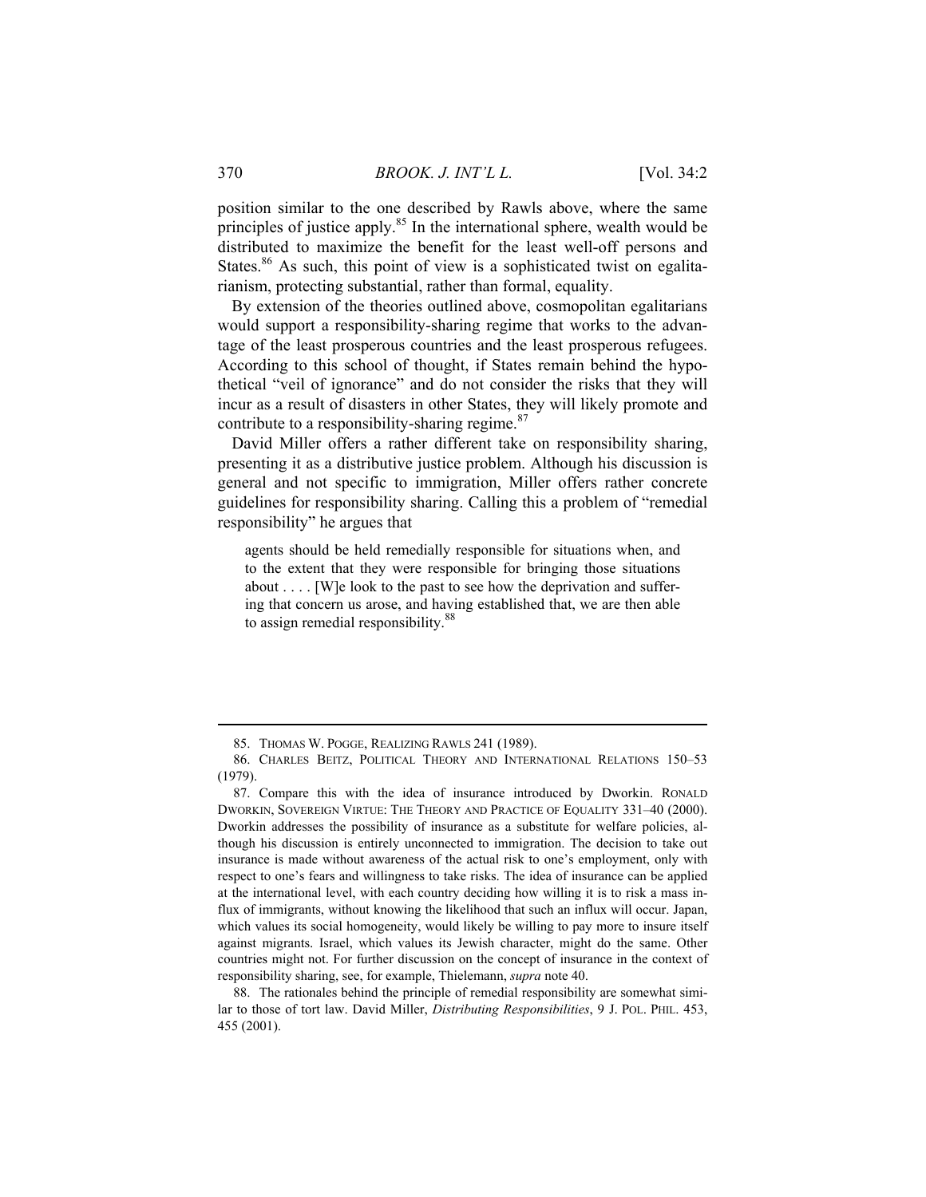position similar to the one described by Rawls above, where the same principles of justice apply.[85] In the international sphere, wealth would be distributed to maximize the benefit for the least well-off persons and States.[86] As such, this point of view is a sophisticated twist on egalitarianism, protecting substantial, rather than formal, equality.

By extension of the theories outlined above, cosmopolitan egalitarians would support a responsibility-sharing regime that works to the advantage of the least prosperous countries and the least prosperous refugees. According to this school of thought, if States remain behind the hypothetical "veil of ignorance" and do not consider the risks that they will incur as a result of disasters in other States, they will likely promote and contribute to a responsibility-sharing regime.[87]

David Miller offers a rather different take on responsibility sharing, presenting it as a distributive justice problem. Although his discussion is general and not specific to immigration, Miller offers rather concrete guidelines for responsibility sharing. Calling this a problem of "remedial responsibility" he argues that

> agents should be held remedially responsible for situations when, and to the extent that they were responsible for bringing those situations about . . . . [W]e look to the past to see how the deprivation and suffering that concern us arose, and having established that, we are then able to assign remedial responsibility.[88]

---

85. THOMAS W. POGGE, REALIZING RAWLS 241 (1989).

86. CHARLES BEITZ, POLITICAL THEORY AND INTERNATIONAL RELATIONS 150–53 (1979).

87. Compare this with the idea of insurance introduced by Dworkin. RONALD DWORKIN, SOVEREIGN VIRTUE: THE THEORY AND PRACTICE OF EQUALITY 331–40 (2000). Dworkin addresses the possibility of insurance as a substitute for welfare policies, although his discussion is entirely unconnected to immigration. The decision to take out insurance is made without awareness of the actual risk to one's employment, only with respect to one's fears and willingness to take risks. The idea of insurance can be applied at the international level, with each country deciding how willing it is to risk a mass influx of immigrants, without knowing the likelihood that such an influx will occur. Japan, which values its social homogeneity, would likely be willing to pay more to insure itself against migrants. Israel, which values its Jewish character, might do the same. Other countries might not. For further discussion on the concept of insurance in the context of responsibility sharing, see, for example, Thielemann, *supra* note 40.

88. The rationales behind the principle of remedial responsibility are somewhat similar to those of tort law. David Miller, *Distributing Responsibilities*, 9 J. POL. PHIL. 453, 455 (2001).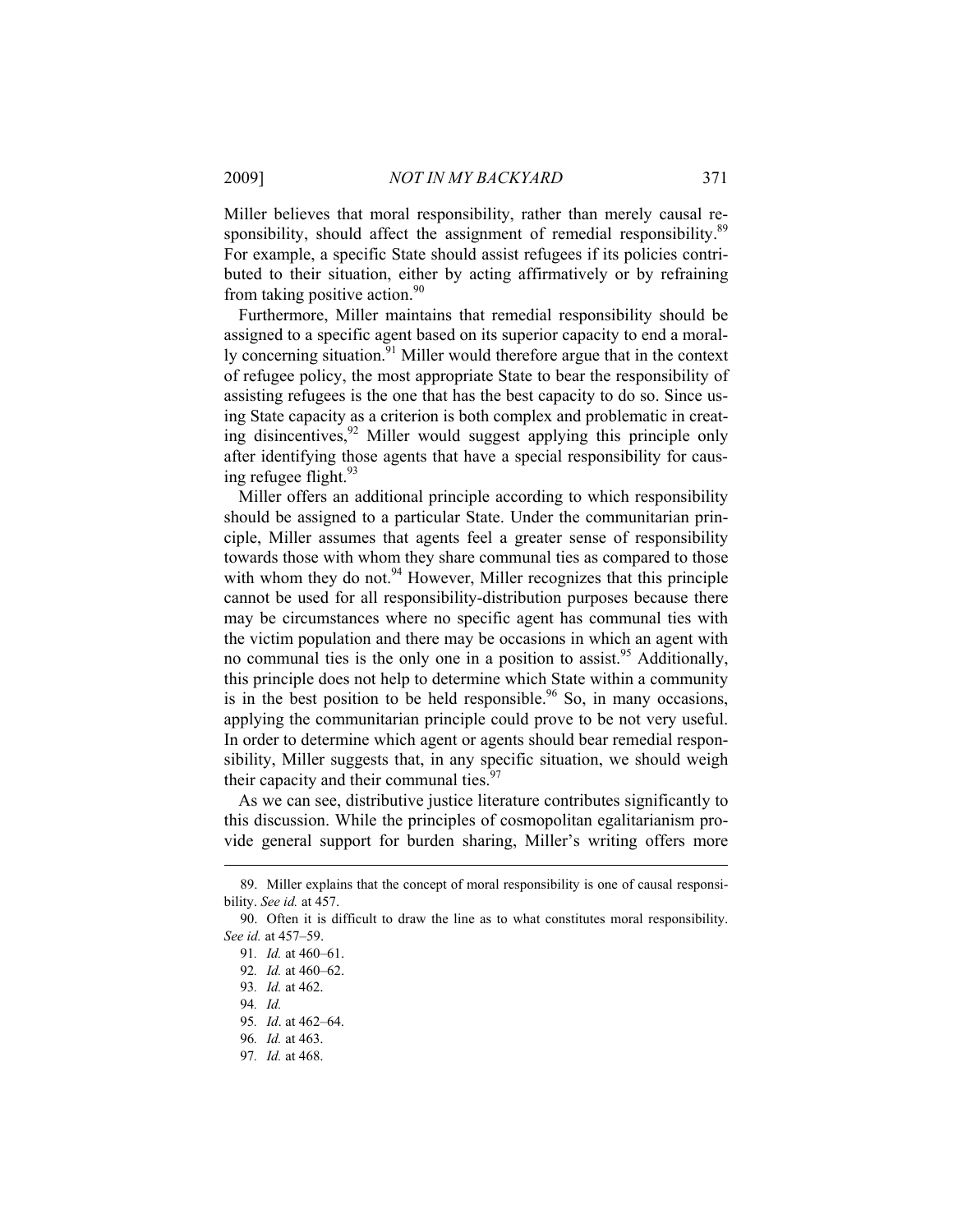Miller believes that moral responsibility, rather than merely causal responsibility, should affect the assignment of remedial responsibility.[89] For example, a specific State should assist refugees if its policies contributed to their situation, either by acting affirmatively or by refraining from taking positive action.[90]

Furthermore, Miller maintains that remedial responsibility should be assigned to a specific agent based on its superior capacity to end a morally concerning situation.[91] Miller would therefore argue that in the context of refugee policy, the most appropriate State to bear the responsibility of assisting refugees is the one that has the best capacity to do so. Since using State capacity as a criterion is both complex and problematic in creating disincentives,[92] Miller would suggest applying this principle only after identifying those agents that have a special responsibility for causing refugee flight.[93]

Miller offers an additional principle according to which responsibility should be assigned to a particular State. Under the communitarian principle, Miller assumes that agents feel a greater sense of responsibility towards those with whom they share communal ties as compared to those with whom they do not.[94] However, Miller recognizes that this principle cannot be used for all responsibility-distribution purposes because there may be circumstances where no specific agent has communal ties with the victim population and there may be occasions in which an agent with no communal ties is the only one in a position to assist.[95] Additionally, this principle does not help to determine which State within a community is in the best position to be held responsible.[96] So, in many occasions, applying the communitarian principle could prove to be not very useful. In order to determine which agent or agents should bear remedial responsibility, Miller suggests that, in any specific situation, we should weigh their capacity and their communal ties.[97]

As we can see, distributive justice literature contributes significantly to this discussion. While the principles of cosmopolitan egalitarianism provide general support for burden sharing, Miller's writing offers more

---

89. Miller explains that the concept of moral responsibility is one of causal responsibility. *See id.* at 457.

90. Often it is difficult to draw the line as to what constitutes moral responsibility. *See id.* at 457–59.

91. *Id.* at 460–61.

92. *Id.* at 460–62.

93. *Id.* at 462.

94. *Id.*

95. *Id*. at 462–64.

96. *Id.* at 463.

97. *Id.* at 468.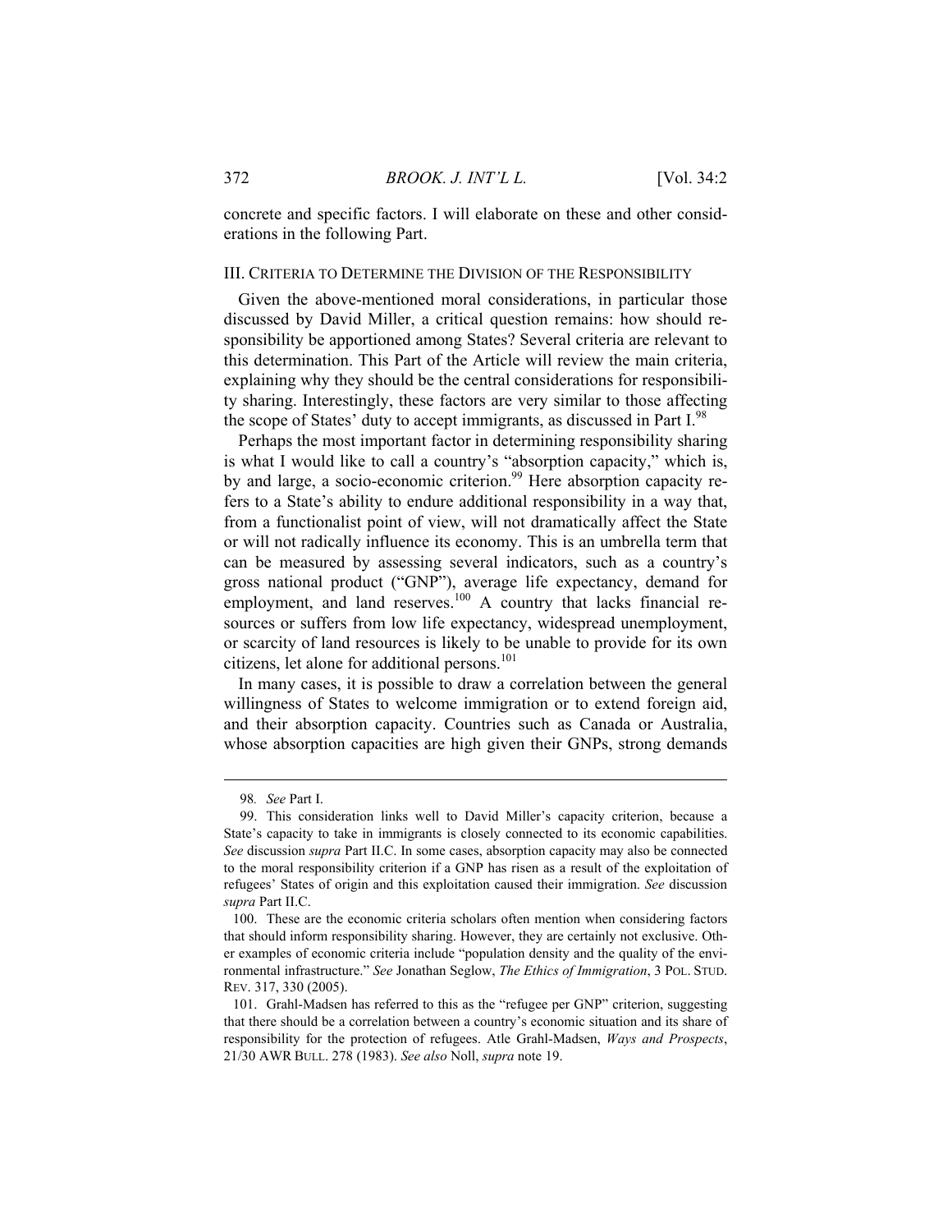concrete and specific factors. I will elaborate on these and other considerations in the following Part.

## III. CRITERIA TO DETERMINE THE DIVISION OF THE RESPONSIBILITY

Given the above-mentioned moral considerations, in particular those discussed by David Miller, a critical question remains: how should responsibility be apportioned among States? Several criteria are relevant to this determination. This Part of the Article will review the main criteria, explaining why they should be the central considerations for responsibility sharing. Interestingly, these factors are very similar to those affecting the scope of States' duty to accept immigrants, as discussed in Part I.[98]

Perhaps the most important factor in determining responsibility sharing is what I would like to call a country's "absorption capacity," which is, by and large, a socio-economic criterion.[99] Here absorption capacity refers to a State's ability to endure additional responsibility in a way that, from a functionalist point of view, will not dramatically affect the State or will not radically influence its economy. This is an umbrella term that can be measured by assessing several indicators, such as a country's gross national product ("GNP"), average life expectancy, demand for employment, and land reserves.[100] A country that lacks financial resources or suffers from low life expectancy, widespread unemployment, or scarcity of land resources is likely to be unable to provide for its own citizens, let alone for additional persons.[101]

In many cases, it is possible to draw a correlation between the general willingness of States to welcome immigration or to extend foreign aid, and their absorption capacity. Countries such as Canada or Australia, whose absorption capacities are high given their GNPs, strong demands

---

98. *See* Part I.

99. This consideration links well to David Miller's capacity criterion, because a State's capacity to take in immigrants is closely connected to its economic capabilities. *See* discussion *supra* Part II.C. In some cases, absorption capacity may also be connected to the moral responsibility criterion if a GNP has risen as a result of the exploitation of refugees' States of origin and this exploitation caused their immigration. *See* discussion *supra* Part II.C.

100. These are the economic criteria scholars often mention when considering factors that should inform responsibility sharing. However, they are certainly not exclusive. Other examples of economic criteria include "population density and the quality of the environmental infrastructure." *See* Jonathan Seglow, *The Ethics of Immigration*, 3 POL. STUD. REV. 317, 330 (2005).

101. Grahl-Madsen has referred to this as the "refugee per GNP" criterion, suggesting that there should be a correlation between a country's economic situation and its share of responsibility for the protection of refugees. Atle Grahl-Madsen, *Ways and Prospects*, 21/30 AWR BULL. 278 (1983). *See also* Noll, *supra* note 19.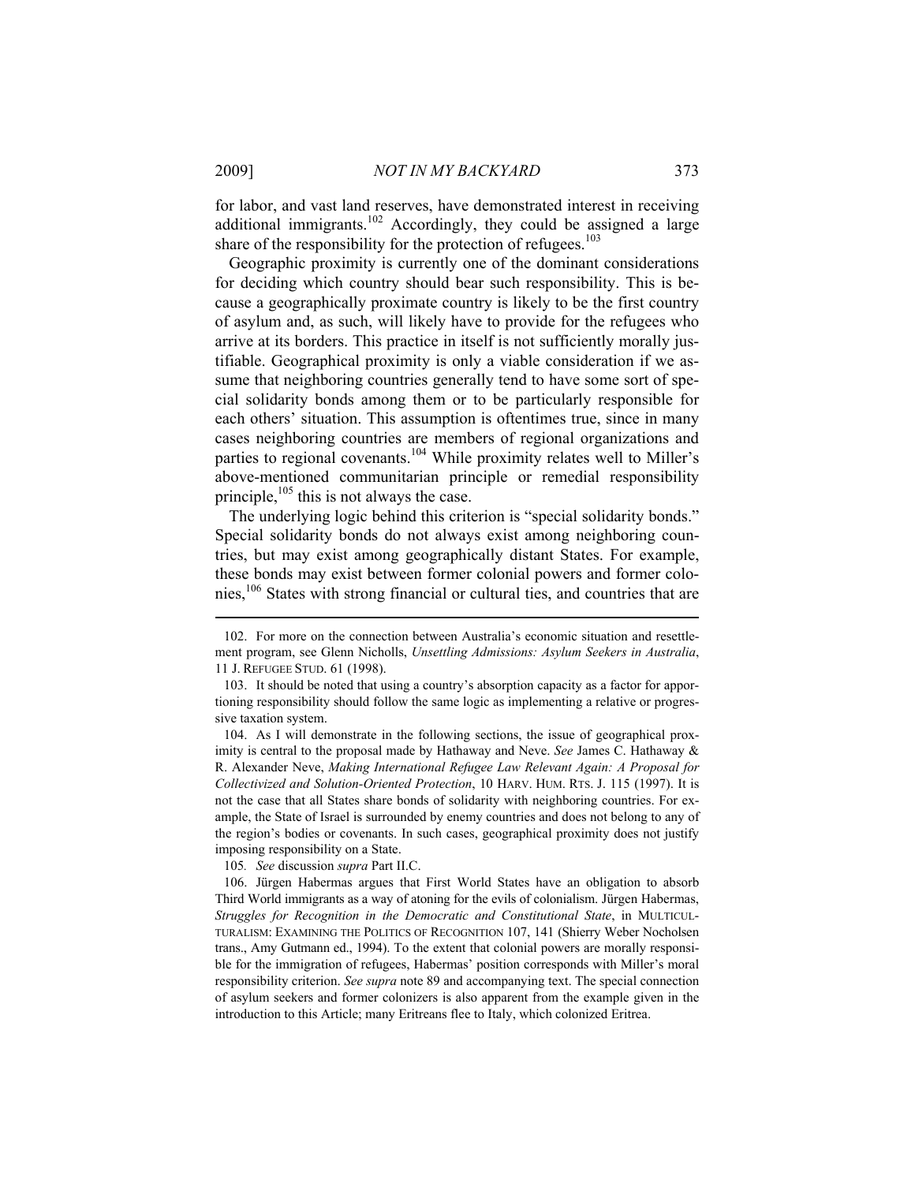for labor, and vast land reserves, have demonstrated interest in receiving additional immigrants.[102] Accordingly, they could be assigned a large share of the responsibility for the protection of refugees.[103]

Geographic proximity is currently one of the dominant considerations for deciding which country should bear such responsibility. This is because a geographically proximate country is likely to be the first country of asylum and, as such, will likely have to provide for the refugees who arrive at its borders. This practice in itself is not sufficiently morally justifiable. Geographical proximity is only a viable consideration if we assume that neighboring countries generally tend to have some sort of special solidarity bonds among them or to be particularly responsible for each others' situation. This assumption is oftentimes true, since in many cases neighboring countries are members of regional organizations and parties to regional covenants.[104] While proximity relates well to Miller's above-mentioned communitarian principle or remedial responsibility principle,[105] this is not always the case.

The underlying logic behind this criterion is "special solidarity bonds." Special solidarity bonds do not always exist among neighboring countries, but may exist among geographically distant States. For example, these bonds may exist between former colonial powers and former colonies,[106] States with strong financial or cultural ties, and countries that are

---

102. For more on the connection between Australia's economic situation and resettlement program, see Glenn Nicholls, *Unsettling Admissions: Asylum Seekers in Australia*, 11 J. REFUGEE STUD. 61 (1998).

103. It should be noted that using a country's absorption capacity as a factor for apportioning responsibility should follow the same logic as implementing a relative or progressive taxation system.

104. As I will demonstrate in the following sections, the issue of geographical proximity is central to the proposal made by Hathaway and Neve. *See* James C. Hathaway & R. Alexander Neve, *Making International Refugee Law Relevant Again: A Proposal for Collectivized and Solution-Oriented Protection*, 10 HARV. HUM. RTS. J. 115 (1997). It is not the case that all States share bonds of solidarity with neighboring countries. For example, the State of Israel is surrounded by enemy countries and does not belong to any of the region's bodies or covenants. In such cases, geographical proximity does not justify imposing responsibility on a State.

105. *See* discussion *supra* Part II.C.

106. Jürgen Habermas argues that First World States have an obligation to absorb Third World immigrants as a way of atoning for the evils of colonialism. Jürgen Habermas, *Struggles for Recognition in the Democratic and Constitutional State*, in MULTICULTURALISM: EXAMINING THE POLITICS OF RECOGNITION 107, 141 (Shierry Weber Nocholsen trans., Amy Gutmann ed., 1994). To the extent that colonial powers are morally responsible for the immigration of refugees, Habermas' position corresponds with Miller's moral responsibility criterion. *See supra* note 89 and accompanying text. The special connection of asylum seekers and former colonizers is also apparent from the example given in the introduction to this Article; many Eritreans flee to Italy, which colonized Eritrea.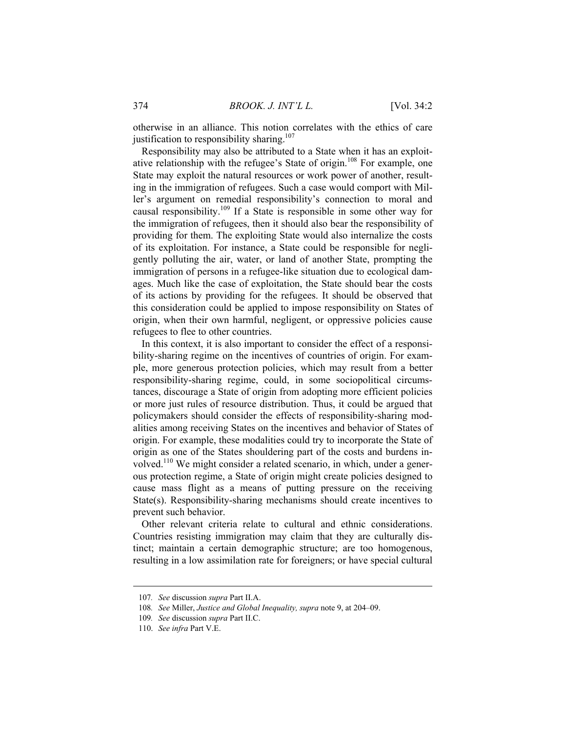otherwise in an alliance. This notion correlates with the ethics of care justification to responsibility sharing.[107]

Responsibility may also be attributed to a State when it has an exploitative relationship with the refugee's State of origin.[108] For example, one State may exploit the natural resources or work power of another, resulting in the immigration of refugees. Such a case would comport with Miller's argument on remedial responsibility's connection to moral and causal responsibility.[109] If a State is responsible in some other way for the immigration of refugees, then it should also bear the responsibility of providing for them. The exploiting State would also internalize the costs of its exploitation. For instance, a State could be responsible for negligently polluting the air, water, or land of another State, prompting the immigration of persons in a refugee-like situation due to ecological damages. Much like the case of exploitation, the State should bear the costs of its actions by providing for the refugees. It should be observed that this consideration could be applied to impose responsibility on States of origin, when their own harmful, negligent, or oppressive policies cause refugees to flee to other countries.

In this context, it is also important to consider the effect of a responsibility-sharing regime on the incentives of countries of origin. For example, more generous protection policies, which may result from a better responsibility-sharing regime, could, in some sociopolitical circumstances, discourage a State of origin from adopting more efficient policies or more just rules of resource distribution. Thus, it could be argued that policymakers should consider the effects of responsibility-sharing modalities among receiving States on the incentives and behavior of States of origin. For example, these modalities could try to incorporate the State of origin as one of the States shouldering part of the costs and burdens involved.[110] We might consider a related scenario, in which, under a generous protection regime, a State of origin might create policies designed to cause mass flight as a means of putting pressure on the receiving State(s). Responsibility-sharing mechanisms should create incentives to prevent such behavior.

Other relevant criteria relate to cultural and ethnic considerations. Countries resisting immigration may claim that they are culturally distinct; maintain a certain demographic structure; are too homogenous, resulting in a low assimilation rate for foreigners; or have special cultural

---

107. *See* discussion *supra* Part II.A.

108. *See* Miller, *Justice and Global Inequality, supra* note 9, at 204–09.

109. *See* discussion *supra* Part II.C.

110. *See infra* Part V.E.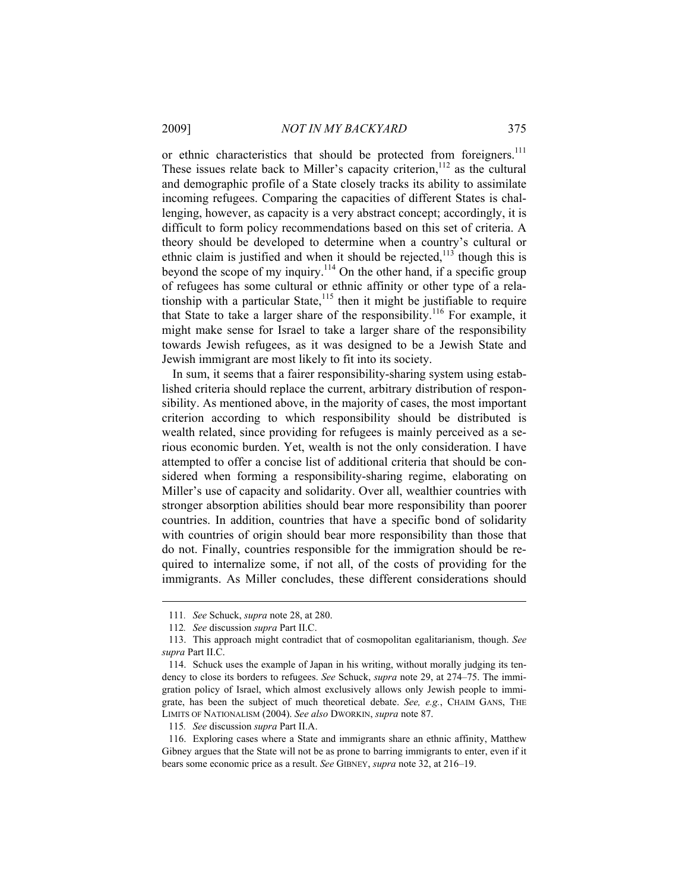or ethnic characteristics that should be protected from foreigners.[111] These issues relate back to Miller's capacity criterion,[112] as the cultural and demographic profile of a State closely tracks its ability to assimilate incoming refugees. Comparing the capacities of different States is challenging, however, as capacity is a very abstract concept; accordingly, it is difficult to form policy recommendations based on this set of criteria. A theory should be developed to determine when a country's cultural or ethnic claim is justified and when it should be rejected,[113] though this is beyond the scope of my inquiry.[114] On the other hand, if a specific group of refugees has some cultural or ethnic affinity or other type of a relationship with a particular State,[115] then it might be justifiable to require that State to take a larger share of the responsibility.[116] For example, it might make sense for Israel to take a larger share of the responsibility towards Jewish refugees, as it was designed to be a Jewish State and Jewish immigrant are most likely to fit into its society.

In sum, it seems that a fairer responsibility-sharing system using established criteria should replace the current, arbitrary distribution of responsibility. As mentioned above, in the majority of cases, the most important criterion according to which responsibility should be distributed is wealth related, since providing for refugees is mainly perceived as a serious economic burden. Yet, wealth is not the only consideration. I have attempted to offer a concise list of additional criteria that should be considered when forming a responsibility-sharing regime, elaborating on Miller's use of capacity and solidarity. Over all, wealthier countries with stronger absorption abilities should bear more responsibility than poorer countries. In addition, countries that have a specific bond of solidarity with countries of origin should bear more responsibility than those that do not. Finally, countries responsible for the immigration should be required to internalize some, if not all, of the costs of providing for the immigrants. As Miller concludes, these different considerations should

---

111. *See* Schuck, *supra* note 28, at 280.

112. *See* discussion *supra* Part II.C.

113. This approach might contradict that of cosmopolitan egalitarianism, though. *See supra* Part II.C.

114. Schuck uses the example of Japan in his writing, without morally judging its tendency to close its borders to refugees. *See* Schuck, *supra* note 29, at 274–75. The immigration policy of Israel, which almost exclusively allows only Jewish people to immigrate, has been the subject of much theoretical debate. *See, e.g.*, CHAIM GANS, THE LIMITS OF NATIONALISM (2004). *See also* DWORKIN, *supra* note 87.

115. *See* discussion *supra* Part II.A.

116. Exploring cases where a State and immigrants share an ethnic affinity, Matthew Gibney argues that the State will not be as prone to barring immigrants to enter, even if it bears some economic price as a result. *See* GIBNEY, *supra* note 32, at 216–19.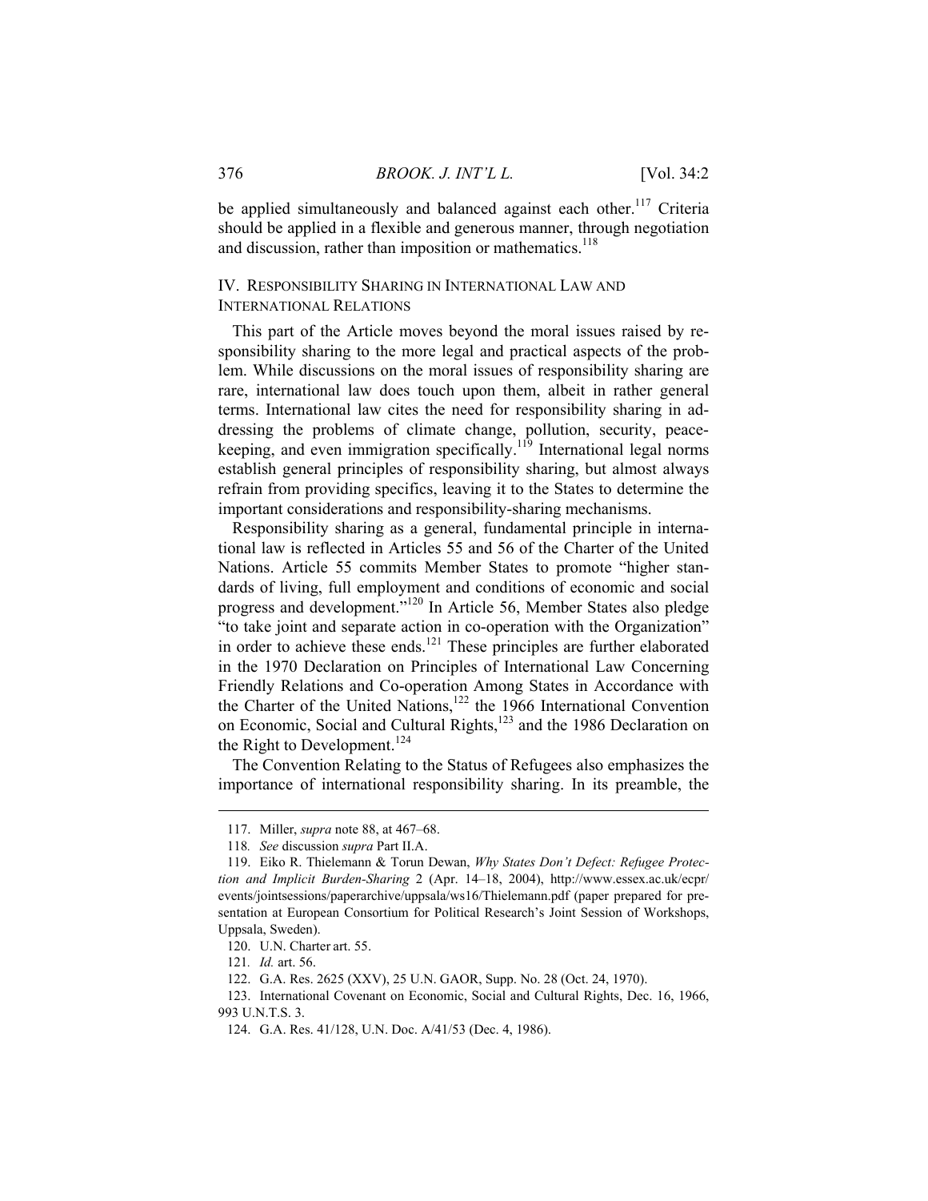be applied simultaneously and balanced against each other.[117] Criteria should be applied in a flexible and generous manner, through negotiation and discussion, rather than imposition or mathematics.[118]

## IV. Responsibility Sharing in International Law and International Relations

This part of the Article moves beyond the moral issues raised by responsibility sharing to the more legal and practical aspects of the problem. While discussions on the moral issues of responsibility sharing are rare, international law does touch upon them, albeit in rather general terms. International law cites the need for responsibility sharing in addressing the problems of climate change, pollution, security, peacekeeping, and even immigration specifically.[119] International legal norms establish general principles of responsibility sharing, but almost always refrain from providing specifics, leaving it to the States to determine the important considerations and responsibility-sharing mechanisms.

Responsibility sharing as a general, fundamental principle in international law is reflected in Articles 55 and 56 of the Charter of the United Nations. Article 55 commits Member States to promote "higher standards of living, full employment and conditions of economic and social progress and development."[120] In Article 56, Member States also pledge "to take joint and separate action in co-operation with the Organization" in order to achieve these ends.[121] These principles are further elaborated in the 1970 Declaration on Principles of International Law Concerning Friendly Relations and Co-operation Among States in Accordance with the Charter of the United Nations,[122] the 1966 International Convention on Economic, Social and Cultural Rights,[123] and the 1986 Declaration on the Right to Development.[124]

The Convention Relating to the Status of Refugees also emphasizes the importance of international responsibility sharing. In its preamble, the

---

117. Miller, *supra* note 88, at 467–68.

118. *See* discussion *supra* Part II.A.

119. Eiko R. Thielemann & Torun Dewan, *Why States Don't Defect: Refugee Protection and Implicit Burden-Sharing* 2 (Apr. 14–18, 2004), http://www.essex.ac.uk/ecpr/events/jointsessions/paperarchive/uppsala/ws16/Thielemann.pdf (paper prepared for presentation at European Consortium for Political Research's Joint Session of Workshops, Uppsala, Sweden).

120. U.N. Charter art. 55.

121. *Id.* art. 56.

122. G.A. Res. 2625 (XXV), 25 U.N. GAOR, Supp. No. 28 (Oct. 24, 1970).

123. International Covenant on Economic, Social and Cultural Rights, Dec. 16, 1966, 993 U.N.T.S. 3.

124. G.A. Res. 41/128, U.N. Doc. A/41/53 (Dec. 4, 1986).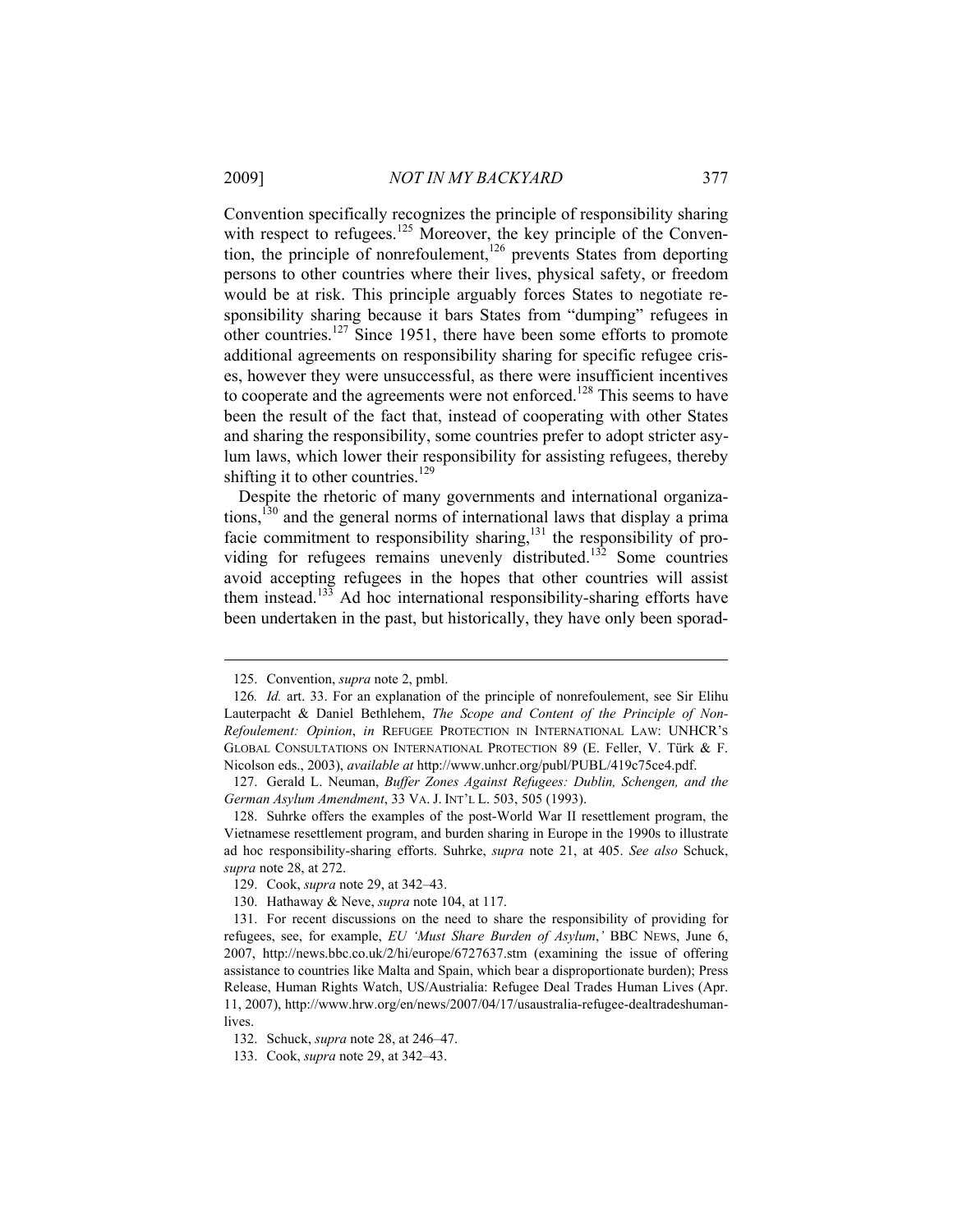Convention specifically recognizes the principle of responsibility sharing with respect to refugees.[125] Moreover, the key principle of the Convention, the principle of nonrefoulement,[126] prevents States from deporting persons to other countries where their lives, physical safety, or freedom would be at risk. This principle arguably forces States to negotiate responsibility sharing because it bars States from "dumping" refugees in other countries.[127] Since 1951, there have been some efforts to promote additional agreements on responsibility sharing for specific refugee crises, however they were unsuccessful, as there were insufficient incentives to cooperate and the agreements were not enforced.[128] This seems to have been the result of the fact that, instead of cooperating with other States and sharing the responsibility, some countries prefer to adopt stricter asylum laws, which lower their responsibility for assisting refugees, thereby shifting it to other countries.[129]

Despite the rhetoric of many governments and international organizations,[130] and the general norms of international laws that display a prima facie commitment to responsibility sharing,[131] the responsibility of providing for refugees remains unevenly distributed.[132] Some countries avoid accepting refugees in the hopes that other countries will assist them instead.[133] Ad hoc international responsibility-sharing efforts have been undertaken in the past, but historically, they have only been sporad-

---

125. Convention, *supra* note 2, pmbl.

126. *Id.* art. 33. For an explanation of the principle of nonrefoulement, see Sir Elihu Lauterpacht & Daniel Bethlehem, *The Scope and Content of the Principle of Non-Refoulement: Opinion*, *in* REFUGEE PROTECTION IN INTERNATIONAL LAW: UNHCR'S GLOBAL CONSULTATIONS ON INTERNATIONAL PROTECTION 89 (E. Feller, V. Türk & F. Nicolson eds., 2003), *available at* http://www.unhcr.org/publ/PUBL/419c75ce4.pdf.

127. Gerald L. Neuman, *Buffer Zones Against Refugees: Dublin, Schengen, and the German Asylum Amendment*, 33 VA. J. INT'L L. 503, 505 (1993).

128. Suhrke offers the examples of the post-World War II resettlement program, the Vietnamese resettlement program, and burden sharing in Europe in the 1990s to illustrate ad hoc responsibility-sharing efforts. Suhrke, *supra* note 21, at 405. *See also* Schuck, *supra* note 28, at 272.

129. Cook, *supra* note 29, at 342–43.

130. Hathaway & Neve, *supra* note 104, at 117.

131. For recent discussions on the need to share the responsibility of providing for refugees, see, for example, *EU 'Must Share Burden of Asylum*,*'* BBC NEWS, June 6, 2007, http://news.bbc.co.uk/2/hi/europe/6727637.stm (examining the issue of offering assistance to countries like Malta and Spain, which bear a disproportionate burden); Press Release, Human Rights Watch, US/Austrialia: Refugee Deal Trades Human Lives (Apr. 11, 2007), http://www.hrw.org/en/news/2007/04/17/usaustralia-refugee-dealtradeshuman-lives.

132. Schuck, *supra* note 28, at 246–47.

133. Cook, *supra* note 29, at 342–43.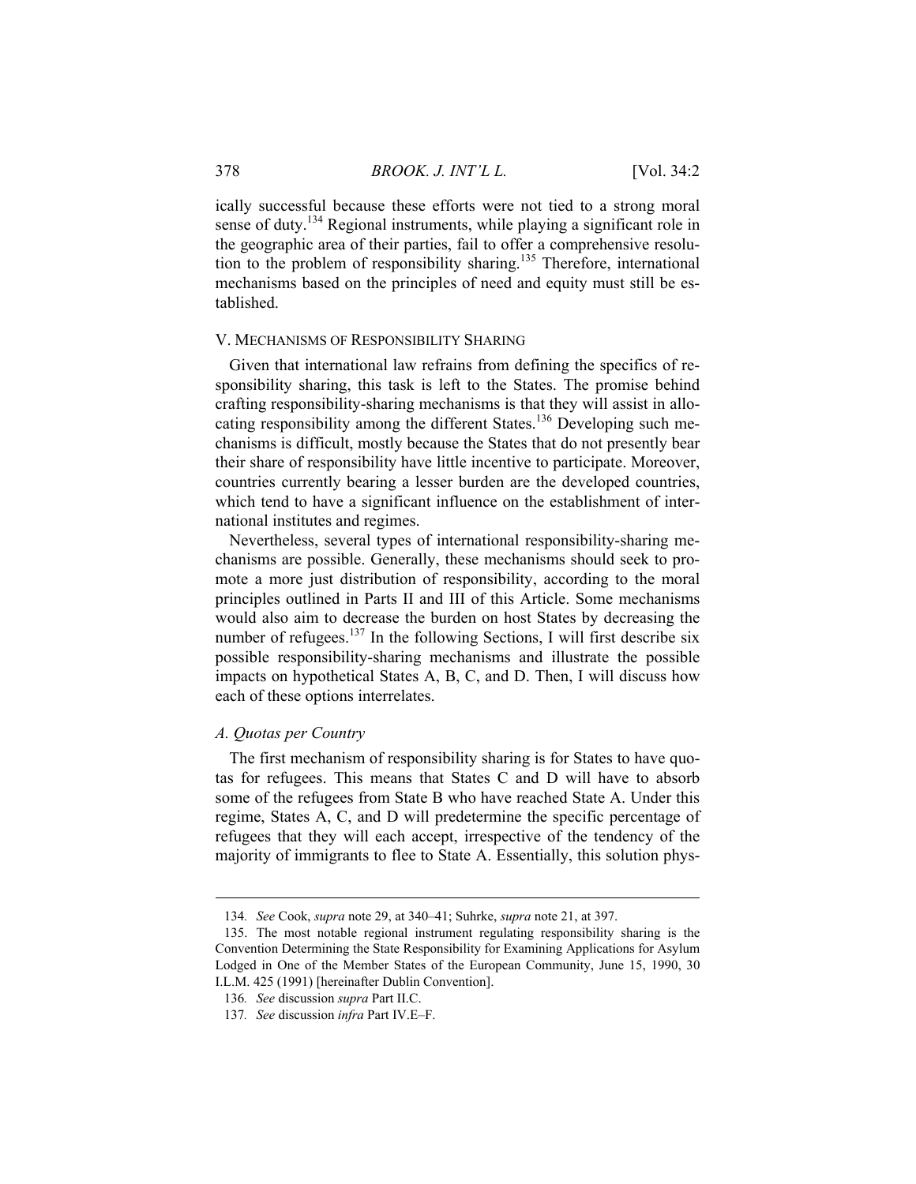ically successful because these efforts were not tied to a strong moral sense of duty.[134] Regional instruments, while playing a significant role in the geographic area of their parties, fail to offer a comprehensive resolution to the problem of responsibility sharing.[135] Therefore, international mechanisms based on the principles of need and equity must still be established.

## V. Mechanisms of Responsibility Sharing

Given that international law refrains from defining the specifics of responsibility sharing, this task is left to the States. The promise behind crafting responsibility-sharing mechanisms is that they will assist in allocating responsibility among the different States.[136] Developing such mechanisms is difficult, mostly because the States that do not presently bear their share of responsibility have little incentive to participate. Moreover, countries currently bearing a lesser burden are the developed countries, which tend to have a significant influence on the establishment of international institutes and regimes.

Nevertheless, several types of international responsibility-sharing mechanisms are possible. Generally, these mechanisms should seek to promote a more just distribution of responsibility, according to the moral principles outlined in Parts II and III of this Article. Some mechanisms would also aim to decrease the burden on host States by decreasing the number of refugees.[137] In the following Sections, I will first describe six possible responsibility-sharing mechanisms and illustrate the possible impacts on hypothetical States A, B, C, and D. Then, I will discuss how each of these options interrelates.

### *A. Quotas per Country*

The first mechanism of responsibility sharing is for States to have quotas for refugees. This means that States C and D will have to absorb some of the refugees from State B who have reached State A. Under this regime, States A, C, and D will predetermine the specific percentage of refugees that they will each accept, irrespective of the tendency of the majority of immigrants to flee to State A. Essentially, this solution phys-

---

134. *See* Cook, *supra* note 29, at 340–41; Suhrke, *supra* note 21, at 397.

135. The most notable regional instrument regulating responsibility sharing is the Convention Determining the State Responsibility for Examining Applications for Asylum Lodged in One of the Member States of the European Community, June 15, 1990, 30 I.L.M. 425 (1991) [hereinafter Dublin Convention].

136. *See* discussion *supra* Part II.C.

137. *See* discussion *infra* Part IV.E–F.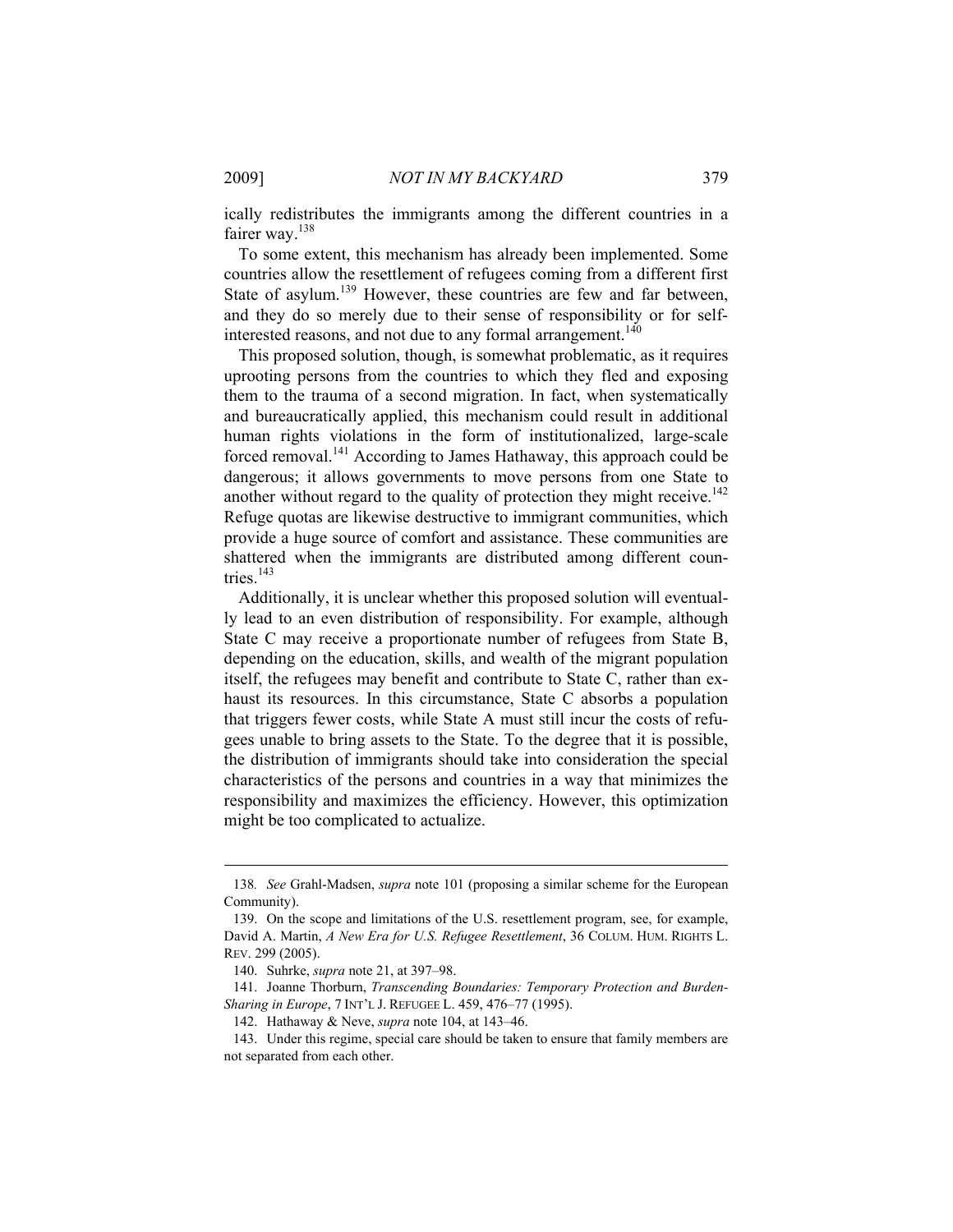ically redistributes the immigrants among the different countries in a fairer way.[138]

To some extent, this mechanism has already been implemented. Some countries allow the resettlement of refugees coming from a different first State of asylum.[139] However, these countries are few and far between, and they do so merely due to their sense of responsibility or for self-interested reasons, and not due to any formal arrangement.[140]

This proposed solution, though, is somewhat problematic, as it requires uprooting persons from the countries to which they fled and exposing them to the trauma of a second migration. In fact, when systematically and bureaucratically applied, this mechanism could result in additional human rights violations in the form of institutionalized, large-scale forced removal.[141] According to James Hathaway, this approach could be dangerous; it allows governments to move persons from one State to another without regard to the quality of protection they might receive.[142] Refuge quotas are likewise destructive to immigrant communities, which provide a huge source of comfort and assistance. These communities are shattered when the immigrants are distributed among different countries.[143]

Additionally, it is unclear whether this proposed solution will eventually lead to an even distribution of responsibility. For example, although State C may receive a proportionate number of refugees from State B, depending on the education, skills, and wealth of the migrant population itself, the refugees may benefit and contribute to State C, rather than exhaust its resources. In this circumstance, State C absorbs a population that triggers fewer costs, while State A must still incur the costs of refugees unable to bring assets to the State. To the degree that it is possible, the distribution of immigrants should take into consideration the special characteristics of the persons and countries in a way that minimizes the responsibility and maximizes the efficiency. However, this optimization might be too complicated to actualize.

---

138. *See* Grahl-Madsen, *supra* note 101 (proposing a similar scheme for the European Community).

139. On the scope and limitations of the U.S. resettlement program, see, for example, David A. Martin, *A New Era for U.S. Refugee Resettlement*, 36 COLUM. HUM. RIGHTS L. REV. 299 (2005).

140. Suhrke, *supra* note 21, at 397–98.

141. Joanne Thorburn, *Transcending Boundaries: Temporary Protection and Burden-Sharing in Europe*, 7 INT'L J. REFUGEE L. 459, 476–77 (1995).

142. Hathaway & Neve, *supra* note 104, at 143–46.

143. Under this regime, special care should be taken to ensure that family members are not separated from each other.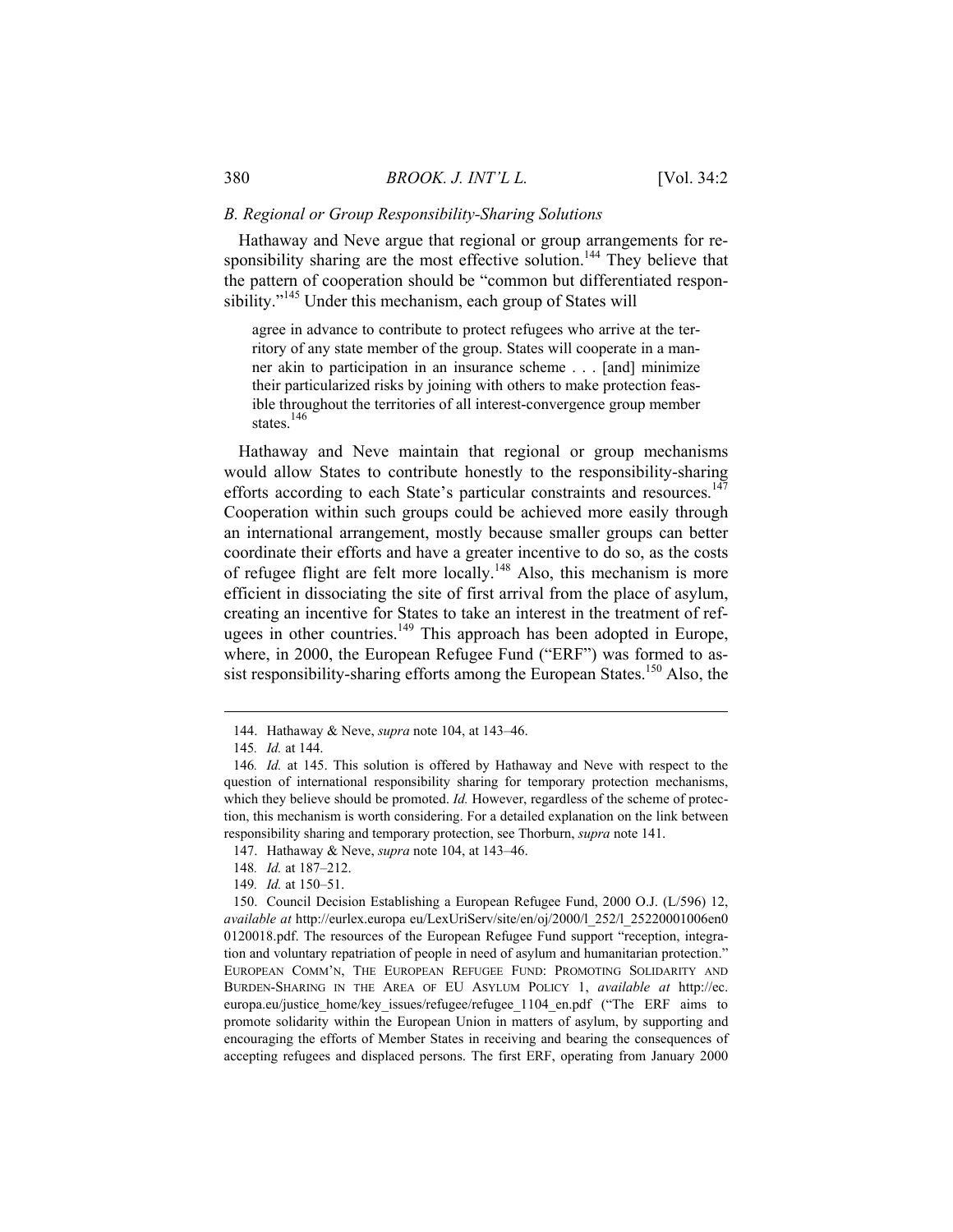### *B. Regional or Group Responsibility-Sharing Solutions*

Hathaway and Neve argue that regional or group arrangements for responsibility sharing are the most effective solution.[144] They believe that the pattern of cooperation should be "common but differentiated responsibility."[145] Under this mechanism, each group of States will

> agree in advance to contribute to protect refugees who arrive at the territory of any state member of the group. States will cooperate in a manner akin to participation in an insurance scheme . . . [and] minimize their particularized risks by joining with others to make protection feasible throughout the territories of all interest-convergence group member states.[146]

Hathaway and Neve maintain that regional or group mechanisms would allow States to contribute honestly to the responsibility-sharing efforts according to each State's particular constraints and resources.[147] Cooperation within such groups could be achieved more easily through an international arrangement, mostly because smaller groups can better coordinate their efforts and have a greater incentive to do so, as the costs of refugee flight are felt more locally.[148] Also, this mechanism is more efficient in dissociating the site of first arrival from the place of asylum, creating an incentive for States to take an interest in the treatment of refugees in other countries.[149] This approach has been adopted in Europe, where, in 2000, the European Refugee Fund ("ERF") was formed to assist responsibility-sharing efforts among the European States.[150] Also, the

---

144. Hathaway & Neve, *supra* note 104, at 143–46.

145. *Id.* at 144.

146. *Id.* at 145. This solution is offered by Hathaway and Neve with respect to the question of international responsibility sharing for temporary protection mechanisms, which they believe should be promoted. *Id.* However, regardless of the scheme of protection, this mechanism is worth considering. For a detailed explanation on the link between responsibility sharing and temporary protection, see Thorburn, *supra* note 141.

147. Hathaway & Neve, *supra* note 104, at 143–46.

148. *Id.* at 187–212.

149. *Id.* at 150–51.

150. Council Decision Establishing a European Refugee Fund, 2000 O.J. (L/596) 12, *available at* http://eurlex.europa eu/LexUriServ/site/en/oj/2000/l_252/l_25220001006en0 0120018.pdf. The resources of the European Refugee Fund support "reception, integration and voluntary repatriation of people in need of asylum and humanitarian protection." EUROPEAN COMM'N, THE EUROPEAN REFUGEE FUND: PROMOTING SOLIDARITY AND BURDEN-SHARING IN THE AREA OF EU ASYLUM POLICY 1, *available at* http://ec. europa.eu/justice_home/key_issues/refugee/refugee_1104_en.pdf ("The ERF aims to promote solidarity within the European Union in matters of asylum, by supporting and encouraging the efforts of Member States in receiving and bearing the consequences of accepting refugees and displaced persons. The first ERF, operating from January 2000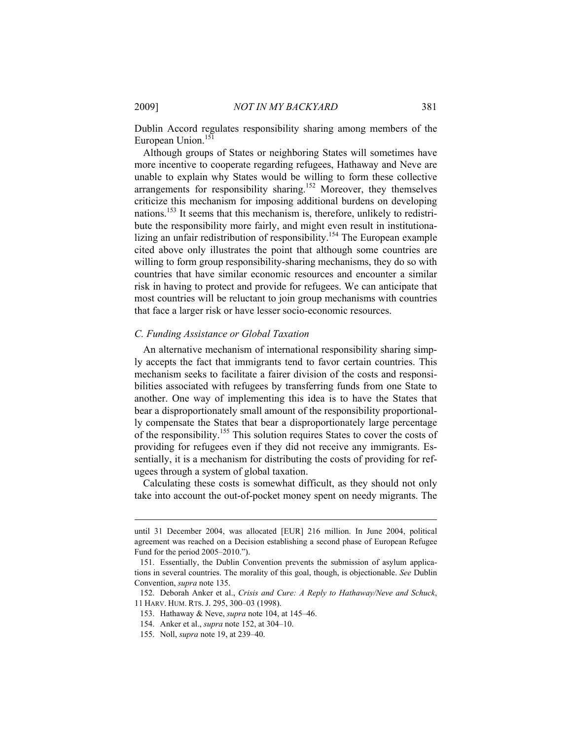Dublin Accord regulates responsibility sharing among members of the European Union.[151]

Although groups of States or neighboring States will sometimes have more incentive to cooperate regarding refugees, Hathaway and Neve are unable to explain why States would be willing to form these collective arrangements for responsibility sharing.[152] Moreover, they themselves criticize this mechanism for imposing additional burdens on developing nations.[153] It seems that this mechanism is, therefore, unlikely to redistribute the responsibility more fairly, and might even result in institutionalizing an unfair redistribution of responsibility.[154] The European example cited above only illustrates the point that although some countries are willing to form group responsibility-sharing mechanisms, they do so with countries that have similar economic resources and encounter a similar risk in having to protect and provide for refugees. We can anticipate that most countries will be reluctant to join group mechanisms with countries that face a larger risk or have lesser socio-economic resources.

### *C. Funding Assistance or Global Taxation*

An alternative mechanism of international responsibility sharing simply accepts the fact that immigrants tend to favor certain countries. This mechanism seeks to facilitate a fairer division of the costs and responsibilities associated with refugees by transferring funds from one State to another. One way of implementing this idea is to have the States that bear a disproportionately small amount of the responsibility proportionally compensate the States that bear a disproportionately large percentage of the responsibility.[155] This solution requires States to cover the costs of providing for refugees even if they did not receive any immigrants. Essentially, it is a mechanism for distributing the costs of providing for refugees through a system of global taxation.

Calculating these costs is somewhat difficult, as they should not only take into account the out-of-pocket money spent on needy migrants. The

---

until 31 December 2004, was allocated [EUR] 216 million. In June 2004, political agreement was reached on a Decision establishing a second phase of European Refugee Fund for the period 2005–2010.").

151. Essentially, the Dublin Convention prevents the submission of asylum applications in several countries. The morality of this goal, though, is objectionable. *See* Dublin Convention, *supra* note 135.

152. Deborah Anker et al., *Crisis and Cure: A Reply to Hathaway/Neve and Schuck*, 11 HARV. HUM. RTS. J. 295, 300–03 (1998).

153. Hathaway & Neve, *supra* note 104, at 145–46.

154. Anker et al., *supra* note 152, at 304–10.

155. Noll, *supra* note 19, at 239–40.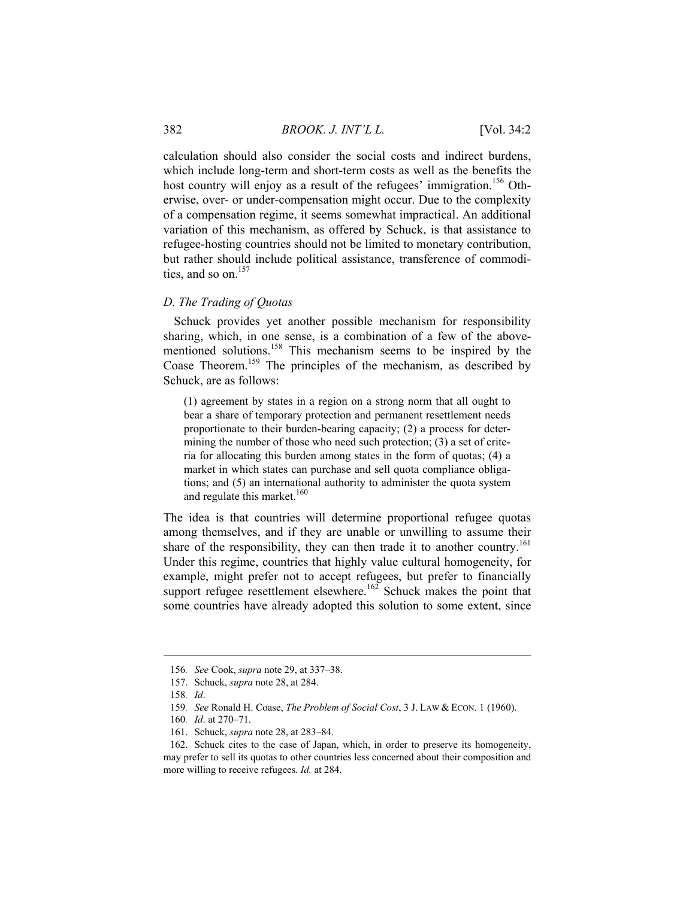calculation should also consider the social costs and indirect burdens, which include long-term and short-term costs as well as the benefits the host country will enjoy as a result of the refugees' immigration.[156] Otherwise, over- or under-compensation might occur. Due to the complexity of a compensation regime, it seems somewhat impractical. An additional variation of this mechanism, as offered by Schuck, is that assistance to refugee-hosting countries should not be limited to monetary contribution, but rather should include political assistance, transference of commodities, and so on.[157]

### *D. The Trading of Quotas*

Schuck provides yet another possible mechanism for responsibility sharing, which, in one sense, is a combination of a few of the above-mentioned solutions.[158] This mechanism seems to be inspired by the Coase Theorem.[159] The principles of the mechanism, as described by Schuck, are as follows:

> (1) agreement by states in a region on a strong norm that all ought to bear a share of temporary protection and permanent resettlement needs proportionate to their burden-bearing capacity; (2) a process for determining the number of those who need such protection; (3) a set of criteria for allocating this burden among states in the form of quotas; (4) a market in which states can purchase and sell quota compliance obligations; and (5) an international authority to administer the quota system and regulate this market.[160]

The idea is that countries will determine proportional refugee quotas among themselves, and if they are unable or unwilling to assume their share of the responsibility, they can then trade it to another country.[161] Under this regime, countries that highly value cultural homogeneity, for example, might prefer not to accept refugees, but prefer to financially support refugee resettlement elsewhere.[162] Schuck makes the point that some countries have already adopted this solution to some extent, since

---

156. *See* Cook, *supra* note 29, at 337–38.

157. Schuck, *supra* note 28, at 284.

158. *Id*.

159. *See* Ronald H. Coase, *The Problem of Social Cost*, 3 J. LAW & ECON. 1 (1960).

160. *Id*. at 270–71.

161. Schuck, *supra* note 28, at 283–84.

162. Schuck cites to the case of Japan, which, in order to preserve its homogeneity, may prefer to sell its quotas to other countries less concerned about their composition and more willing to receive refugees. *Id.* at 284.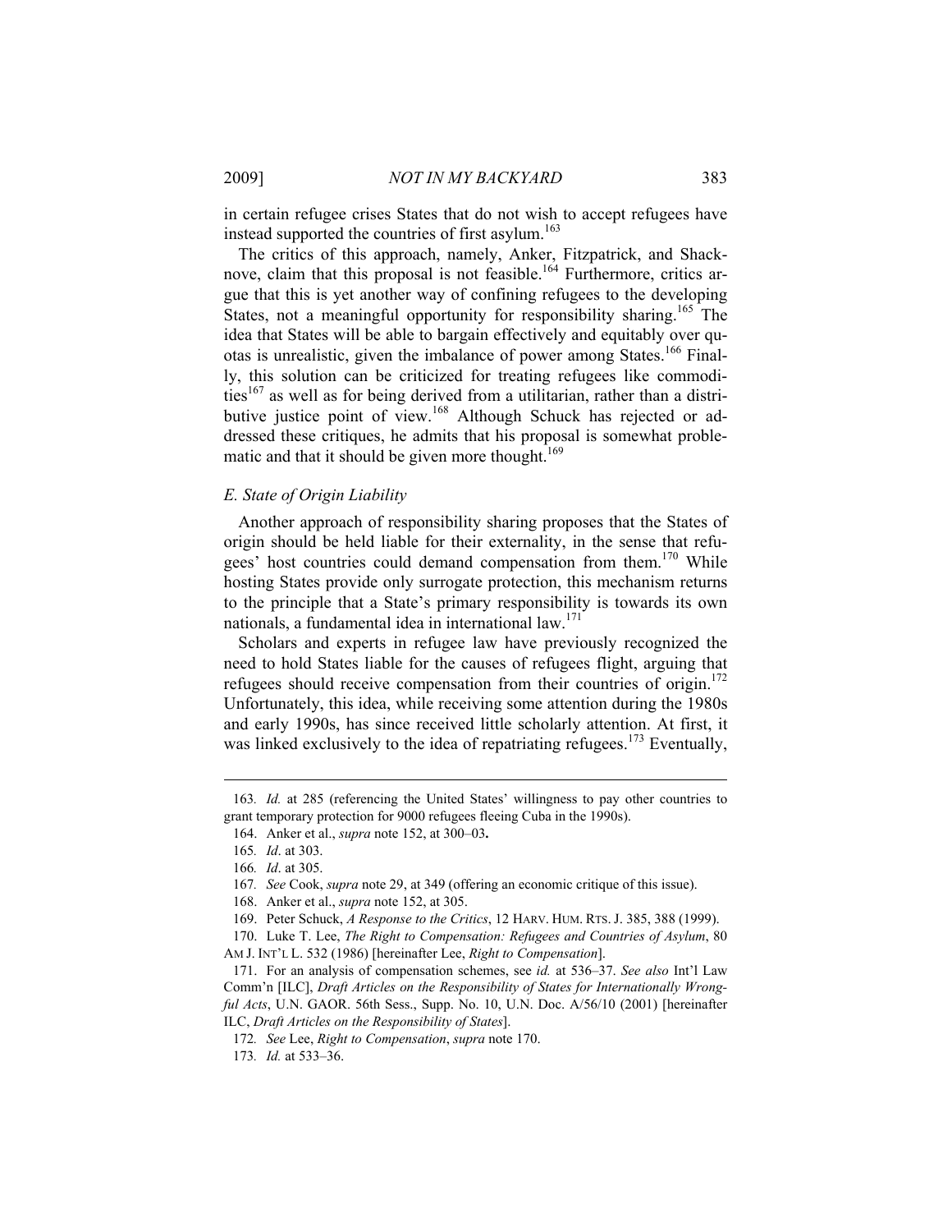in certain refugee crises States that do not wish to accept refugees have instead supported the countries of first asylum.[163]

The critics of this approach, namely, Anker, Fitzpatrick, and Shacknove, claim that this proposal is not feasible.[164] Furthermore, critics argue that this is yet another way of confining refugees to the developing States, not a meaningful opportunity for responsibility sharing.[165] The idea that States will be able to bargain effectively and equitably over quotas is unrealistic, given the imbalance of power among States.[166] Finally, this solution can be criticized for treating refugees like commodities[167] as well as for being derived from a utilitarian, rather than a distributive justice point of view.[168] Although Schuck has rejected or addressed these critiques, he admits that his proposal is somewhat problematic and that it should be given more thought.[169]

### *E. State of Origin Liability*

Another approach of responsibility sharing proposes that the States of origin should be held liable for their externality, in the sense that refugees' host countries could demand compensation from them.[170] While hosting States provide only surrogate protection, this mechanism returns to the principle that a State's primary responsibility is towards its own nationals, a fundamental idea in international law.[171]

Scholars and experts in refugee law have previously recognized the need to hold States liable for the causes of refugees flight, arguing that refugees should receive compensation from their countries of origin.[172] Unfortunately, this idea, while receiving some attention during the 1980s and early 1990s, has since received little scholarly attention. At first, it was linked exclusively to the idea of repatriating refugees.[173] Eventually,

---

163. *Id.* at 285 (referencing the United States' willingness to pay other countries to grant temporary protection for 9000 refugees fleeing Cuba in the 1990s).

164. Anker et al., *supra* note 152, at 300–03.

165. *Id*. at 303.

166. *Id*. at 305.

167. *See* Cook, *supra* note 29, at 349 (offering an economic critique of this issue).

168. Anker et al., *supra* note 152, at 305.

169. Peter Schuck, *A Response to the Critics*, 12 HARV. HUM. RTS. J. 385, 388 (1999).

170. Luke T. Lee, *The Right to Compensation: Refugees and Countries of Asylum*, 80 AM J. INT'L L. 532 (1986) [hereinafter Lee, *Right to Compensation*].

171. For an analysis of compensation schemes, see *id.* at 536–37. *See also* Int'l Law Comm'n [ILC], *Draft Articles on the Responsibility of States for Internationally Wrongful Acts*, U.N. GAOR. 56th Sess., Supp. No. 10, U.N. Doc. A/56/10 (2001) [hereinafter ILC, *Draft Articles on the Responsibility of States*].

172. *See* Lee, *Right to Compensation*, *supra* note 170.

173. *Id.* at 533–36.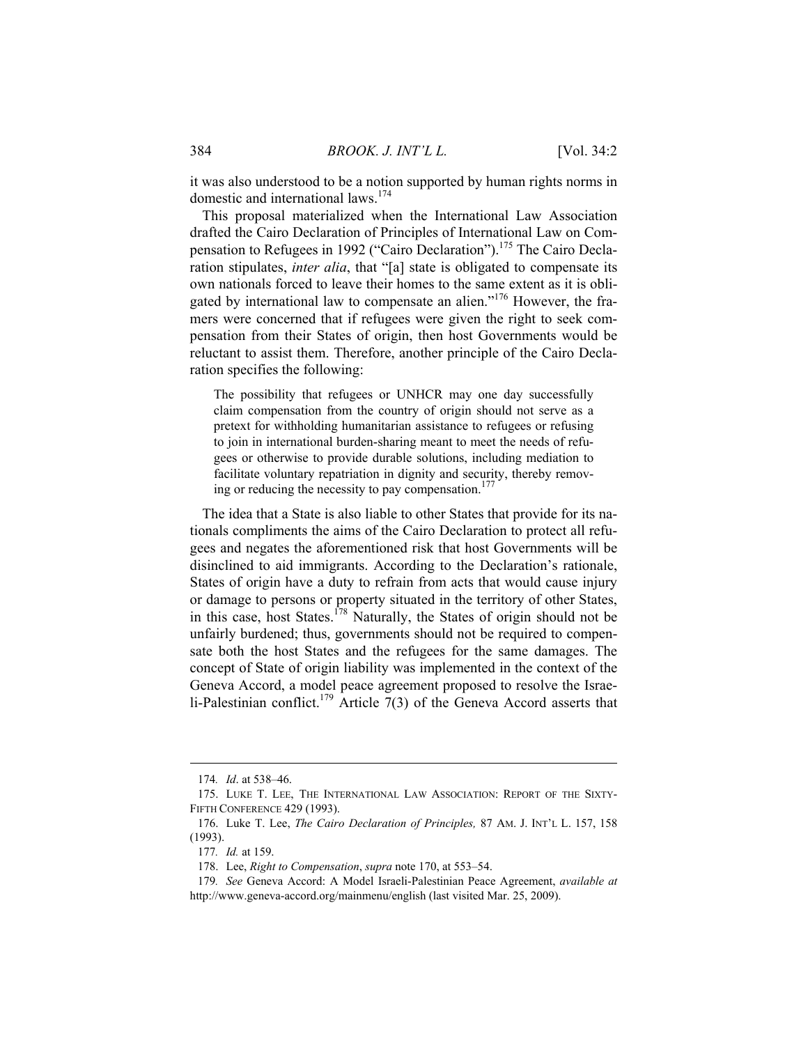it was also understood to be a notion supported by human rights norms in domestic and international laws.[174]

This proposal materialized when the International Law Association drafted the Cairo Declaration of Principles of International Law on Compensation to Refugees in 1992 ("Cairo Declaration").[175] The Cairo Declaration stipulates, *inter alia*, that "[a] state is obligated to compensate its own nationals forced to leave their homes to the same extent as it is obligated by international law to compensate an alien."[176] However, the framers were concerned that if refugees were given the right to seek compensation from their States of origin, then host Governments would be reluctant to assist them. Therefore, another principle of the Cairo Declaration specifies the following:

> The possibility that refugees or UNHCR may one day successfully claim compensation from the country of origin should not serve as a pretext for withholding humanitarian assistance to refugees or refusing to join in international burden-sharing meant to meet the needs of refugees or otherwise to provide durable solutions, including mediation to facilitate voluntary repatriation in dignity and security, thereby removing or reducing the necessity to pay compensation.[177]

The idea that a State is also liable to other States that provide for its nationals compliments the aims of the Cairo Declaration to protect all refugees and negates the aforementioned risk that host Governments will be disinclined to aid immigrants. According to the Declaration's rationale, States of origin have a duty to refrain from acts that would cause injury or damage to persons or property situated in the territory of other States, in this case, host States.[178] Naturally, the States of origin should not be unfairly burdened; thus, governments should not be required to compensate both the host States and the refugees for the same damages. The concept of State of origin liability was implemented in the context of the Geneva Accord, a model peace agreement proposed to resolve the Israeli-Palestinian conflict.[179] Article 7(3) of the Geneva Accord asserts that

---

174. *Id*. at 538–46.

175. LUKE T. LEE, THE INTERNATIONAL LAW ASSOCIATION: REPORT OF THE SIXTY-FIFTH CONFERENCE 429 (1993).

176. Luke T. Lee, *The Cairo Declaration of Principles,* 87 AM. J. INT'L L. 157, 158 (1993).

177. *Id.* at 159.

178. Lee, *Right to Compensation*, *supra* note 170, at 553–54.

179. *See* Geneva Accord: A Model Israeli-Palestinian Peace Agreement, *available at* http://www.geneva-accord.org/mainmenu/english (last visited Mar. 25, 2009).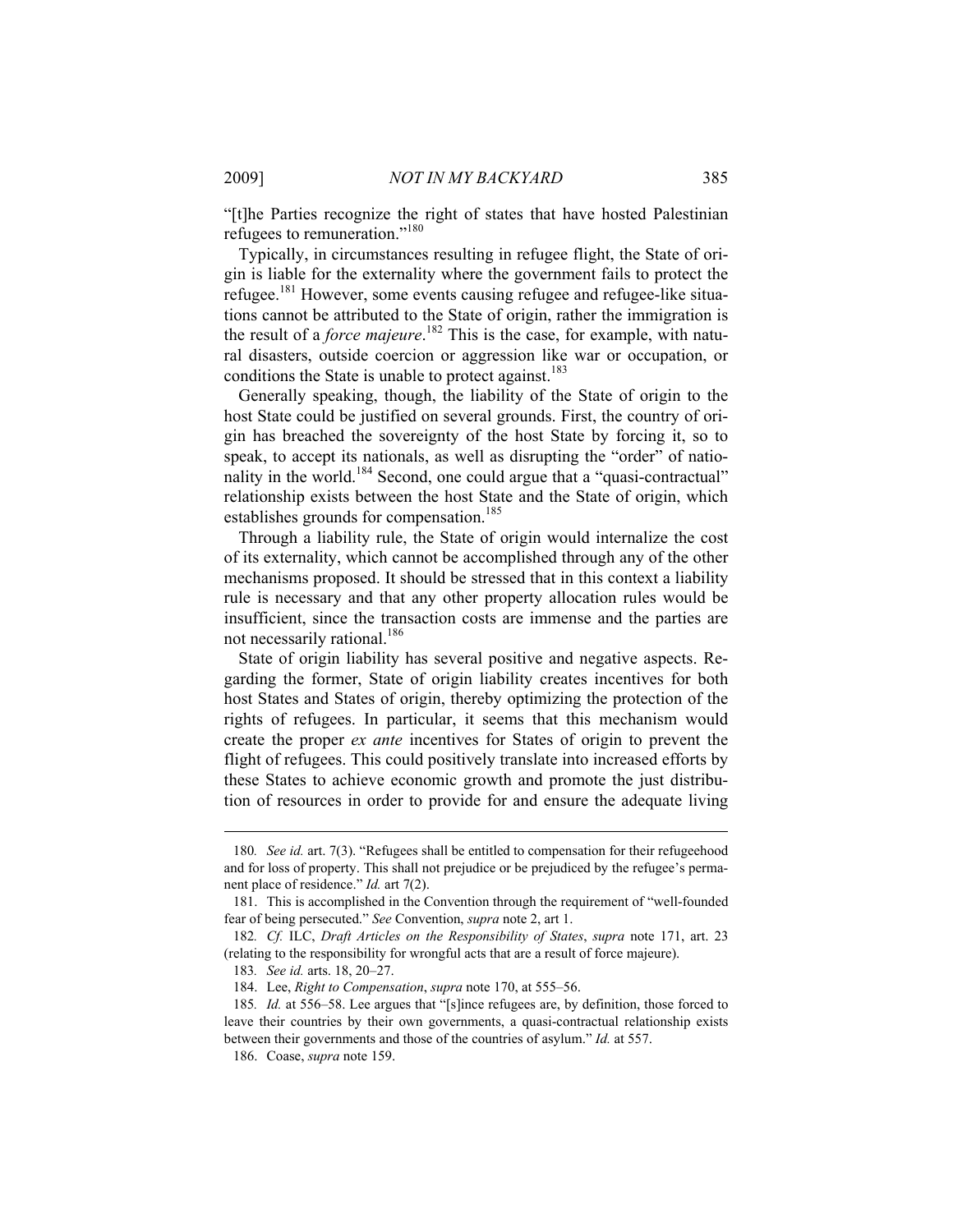"[t]he Parties recognize the right of states that have hosted Palestinian refugees to remuneration."[180]

Typically, in circumstances resulting in refugee flight, the State of origin is liable for the externality where the government fails to protect the refugee.[181] However, some events causing refugee and refugee-like situations cannot be attributed to the State of origin, rather the immigration is the result of a *force majeure*.[182] This is the case, for example, with natural disasters, outside coercion or aggression like war or occupation, or conditions the State is unable to protect against.[183]

Generally speaking, though, the liability of the State of origin to the host State could be justified on several grounds. First, the country of origin has breached the sovereignty of the host State by forcing it, so to speak, to accept its nationals, as well as disrupting the "order" of nationality in the world.[184] Second, one could argue that a "quasi-contractual" relationship exists between the host State and the State of origin, which establishes grounds for compensation.[185]

Through a liability rule, the State of origin would internalize the cost of its externality, which cannot be accomplished through any of the other mechanisms proposed. It should be stressed that in this context a liability rule is necessary and that any other property allocation rules would be insufficient, since the transaction costs are immense and the parties are not necessarily rational.[186]

State of origin liability has several positive and negative aspects. Regarding the former, State of origin liability creates incentives for both host States and States of origin, thereby optimizing the protection of the rights of refugees. In particular, it seems that this mechanism would create the proper *ex ante* incentives for States of origin to prevent the flight of refugees. This could positively translate into increased efforts by these States to achieve economic growth and promote the just distribution of resources in order to provide for and ensure the adequate living

---

180. *See id.* art. 7(3). "Refugees shall be entitled to compensation for their refugeehood and for loss of property. This shall not prejudice or be prejudiced by the refugee's permanent place of residence." *Id.* art 7(2).

181. This is accomplished in the Convention through the requirement of "well-founded fear of being persecuted." *See* Convention, *supra* note 2, art 1.

182. *Cf.* ILC, *Draft Articles on the Responsibility of States*, *supra* note 171, art. 23 (relating to the responsibility for wrongful acts that are a result of force majeure).

183. *See id.* arts. 18, 20–27.

184. Lee, *Right to Compensation*, *supra* note 170, at 555–56.

185. *Id.* at 556–58. Lee argues that "[s]ince refugees are, by definition, those forced to leave their countries by their own governments, a quasi-contractual relationship exists between their governments and those of the countries of asylum." *Id.* at 557.

186. Coase, *supra* note 159.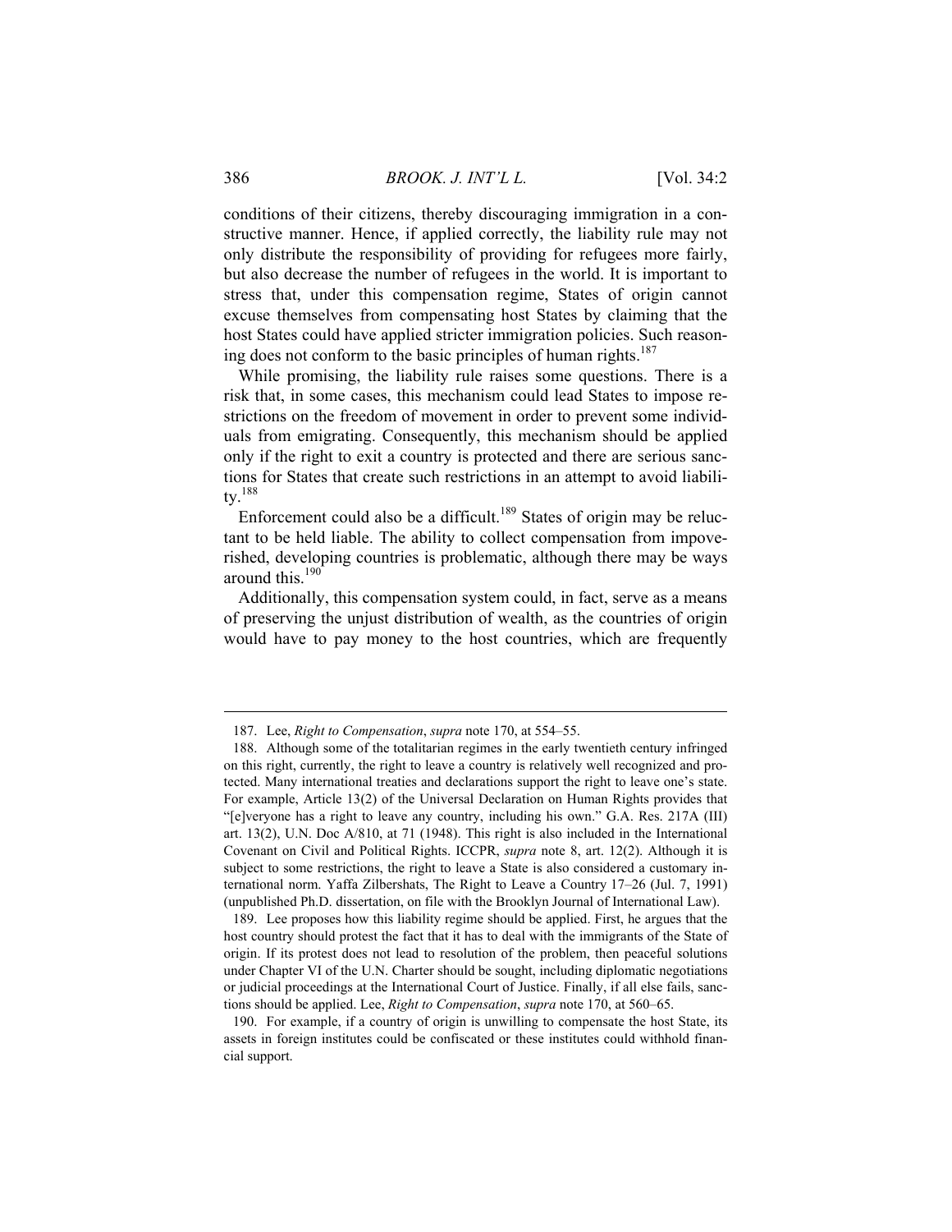conditions of their citizens, thereby discouraging immigration in a constructive manner. Hence, if applied correctly, the liability rule may not only distribute the responsibility of providing for refugees more fairly, but also decrease the number of refugees in the world. It is important to stress that, under this compensation regime, States of origin cannot excuse themselves from compensating host States by claiming that the host States could have applied stricter immigration policies. Such reasoning does not conform to the basic principles of human rights.[187]

While promising, the liability rule raises some questions. There is a risk that, in some cases, this mechanism could lead States to impose restrictions on the freedom of movement in order to prevent some individuals from emigrating. Consequently, this mechanism should be applied only if the right to exit a country is protected and there are serious sanctions for States that create such restrictions in an attempt to avoid liability.[188]

Enforcement could also be a difficult.[189] States of origin may be reluctant to be held liable. The ability to collect compensation from impoverished, developing countries is problematic, although there may be ways around this.[190]

Additionally, this compensation system could, in fact, serve as a means of preserving the unjust distribution of wealth, as the countries of origin would have to pay money to the host countries, which are frequently

---

187. Lee, *Right to Compensation*, *supra* note 170, at 554–55.

188. Although some of the totalitarian regimes in the early twentieth century infringed on this right, currently, the right to leave a country is relatively well recognized and protected. Many international treaties and declarations support the right to leave one's state. For example, Article 13(2) of the Universal Declaration on Human Rights provides that "[e]veryone has a right to leave any country, including his own." G.A. Res. 217A (III) art. 13(2), U.N. Doc A/810, at 71 (1948). This right is also included in the International Covenant on Civil and Political Rights. ICCPR, *supra* note 8, art. 12(2). Although it is subject to some restrictions, the right to leave a State is also considered a customary international norm. Yaffa Zilbershats, The Right to Leave a Country 17–26 (Jul. 7, 1991) (unpublished Ph.D. dissertation, on file with the Brooklyn Journal of International Law).

189. Lee proposes how this liability regime should be applied. First, he argues that the host country should protest the fact that it has to deal with the immigrants of the State of origin. If its protest does not lead to resolution of the problem, then peaceful solutions under Chapter VI of the U.N. Charter should be sought, including diplomatic negotiations or judicial proceedings at the International Court of Justice. Finally, if all else fails, sanctions should be applied. Lee, *Right to Compensation*, *supra* note 170, at 560–65.

190. For example, if a country of origin is unwilling to compensate the host State, its assets in foreign institutes could be confiscated or these institutes could withhold financial support.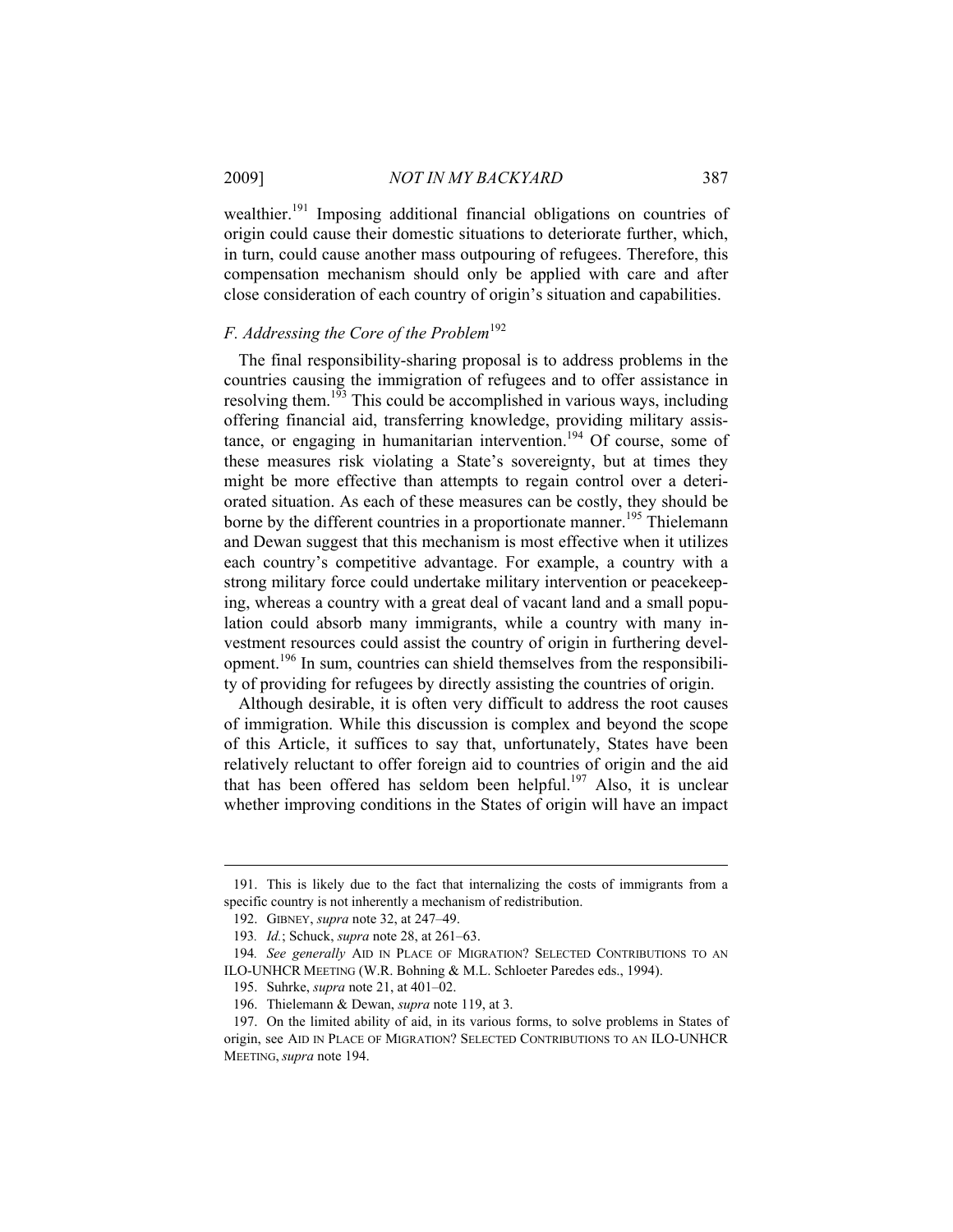wealthier.[191] Imposing additional financial obligations on countries of origin could cause their domestic situations to deteriorate further, which, in turn, could cause another mass outpouring of refugees. Therefore, this compensation mechanism should only be applied with care and after close consideration of each country of origin's situation and capabilities.

### *F. Addressing the Core of the Problem*[192]

The final responsibility-sharing proposal is to address problems in the countries causing the immigration of refugees and to offer assistance in resolving them.[193] This could be accomplished in various ways, including offering financial aid, transferring knowledge, providing military assistance, or engaging in humanitarian intervention.[194] Of course, some of these measures risk violating a State's sovereignty, but at times they might be more effective than attempts to regain control over a deteriorated situation. As each of these measures can be costly, they should be borne by the different countries in a proportionate manner.[195] Thielemann and Dewan suggest that this mechanism is most effective when it utilizes each country's competitive advantage. For example, a country with a strong military force could undertake military intervention or peacekeeping, whereas a country with a great deal of vacant land and a small population could absorb many immigrants, while a country with many investment resources could assist the country of origin in furthering development.[196] In sum, countries can shield themselves from the responsibility of providing for refugees by directly assisting the countries of origin.

Although desirable, it is often very difficult to address the root causes of immigration. While this discussion is complex and beyond the scope of this Article, it suffices to say that, unfortunately, States have been relatively reluctant to offer foreign aid to countries of origin and the aid that has been offered has seldom been helpful.[197] Also, it is unclear whether improving conditions in the States of origin will have an impact

---

191. This is likely due to the fact that internalizing the costs of immigrants from a specific country is not inherently a mechanism of redistribution.

192. GIBNEY, *supra* note 32, at 247–49.

193. *Id.*; Schuck, *supra* note 28, at 261–63.

194. *See generally* AID IN PLACE OF MIGRATION? SELECTED CONTRIBUTIONS TO AN ILO-UNHCR MEETING (W.R. Bohning & M.L. Schloeter Paredes eds., 1994).

195. Suhrke, *supra* note 21, at 401–02.

196. Thielemann & Dewan, *supra* note 119, at 3.

197. On the limited ability of aid, in its various forms, to solve problems in States of origin, see AID IN PLACE OF MIGRATION? SELECTED CONTRIBUTIONS TO AN ILO-UNHCR MEETING, *supra* note 194.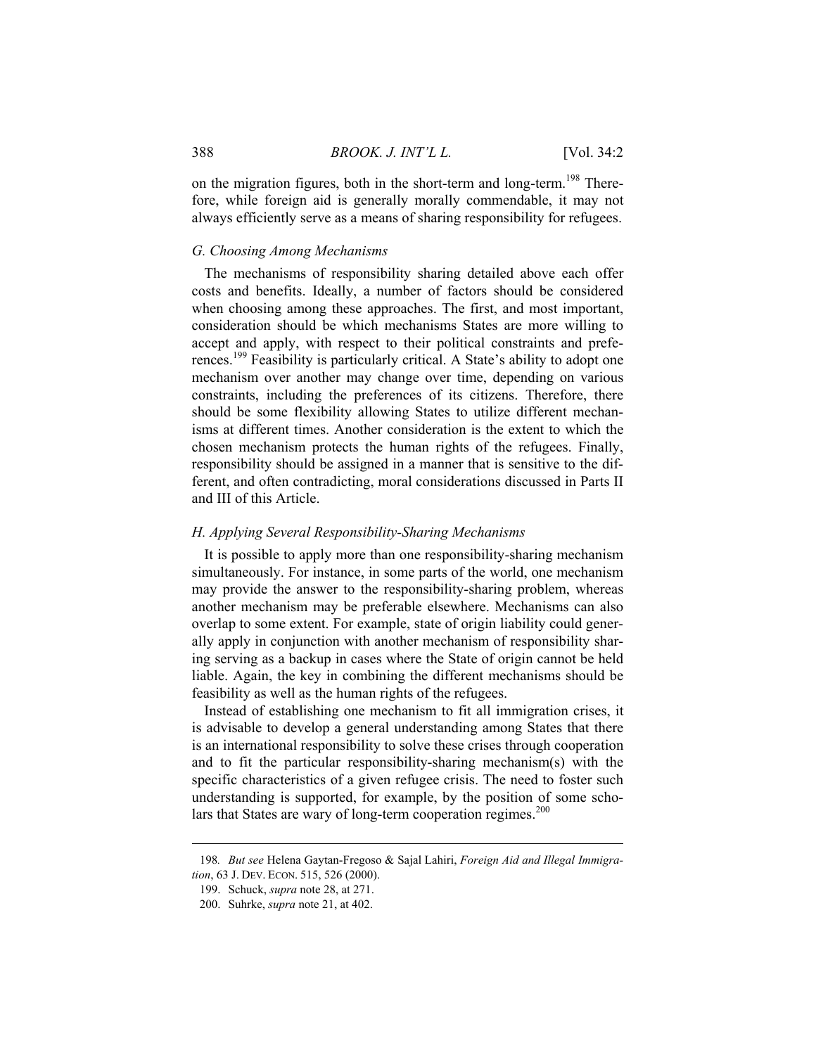on the migration figures, both in the short-term and long-term.[198] Therefore, while foreign aid is generally morally commendable, it may not always efficiently serve as a means of sharing responsibility for refugees.

### *G. Choosing Among Mechanisms*

The mechanisms of responsibility sharing detailed above each offer costs and benefits. Ideally, a number of factors should be considered when choosing among these approaches. The first, and most important, consideration should be which mechanisms States are more willing to accept and apply, with respect to their political constraints and preferences.[199] Feasibility is particularly critical. A State's ability to adopt one mechanism over another may change over time, depending on various constraints, including the preferences of its citizens. Therefore, there should be some flexibility allowing States to utilize different mechanisms at different times. Another consideration is the extent to which the chosen mechanism protects the human rights of the refugees. Finally, responsibility should be assigned in a manner that is sensitive to the different, and often contradicting, moral considerations discussed in Parts II and III of this Article.

### *H. Applying Several Responsibility-Sharing Mechanisms*

It is possible to apply more than one responsibility-sharing mechanism simultaneously. For instance, in some parts of the world, one mechanism may provide the answer to the responsibility-sharing problem, whereas another mechanism may be preferable elsewhere. Mechanisms can also overlap to some extent. For example, state of origin liability could generally apply in conjunction with another mechanism of responsibility sharing serving as a backup in cases where the State of origin cannot be held liable. Again, the key in combining the different mechanisms should be feasibility as well as the human rights of the refugees.

Instead of establishing one mechanism to fit all immigration crises, it is advisable to develop a general understanding among States that there is an international responsibility to solve these crises through cooperation and to fit the particular responsibility-sharing mechanism(s) with the specific characteristics of a given refugee crisis. The need to foster such understanding is supported, for example, by the position of some scholars that States are wary of long-term cooperation regimes.[200]

---

198. *But see* Helena Gaytan-Fregoso & Sajal Lahiri, *Foreign Aid and Illegal Immigration*, 63 J. DEV. ECON. 515, 526 (2000).

199. Schuck, *supra* note 28, at 271.

200. Suhrke, *supra* note 21, at 402.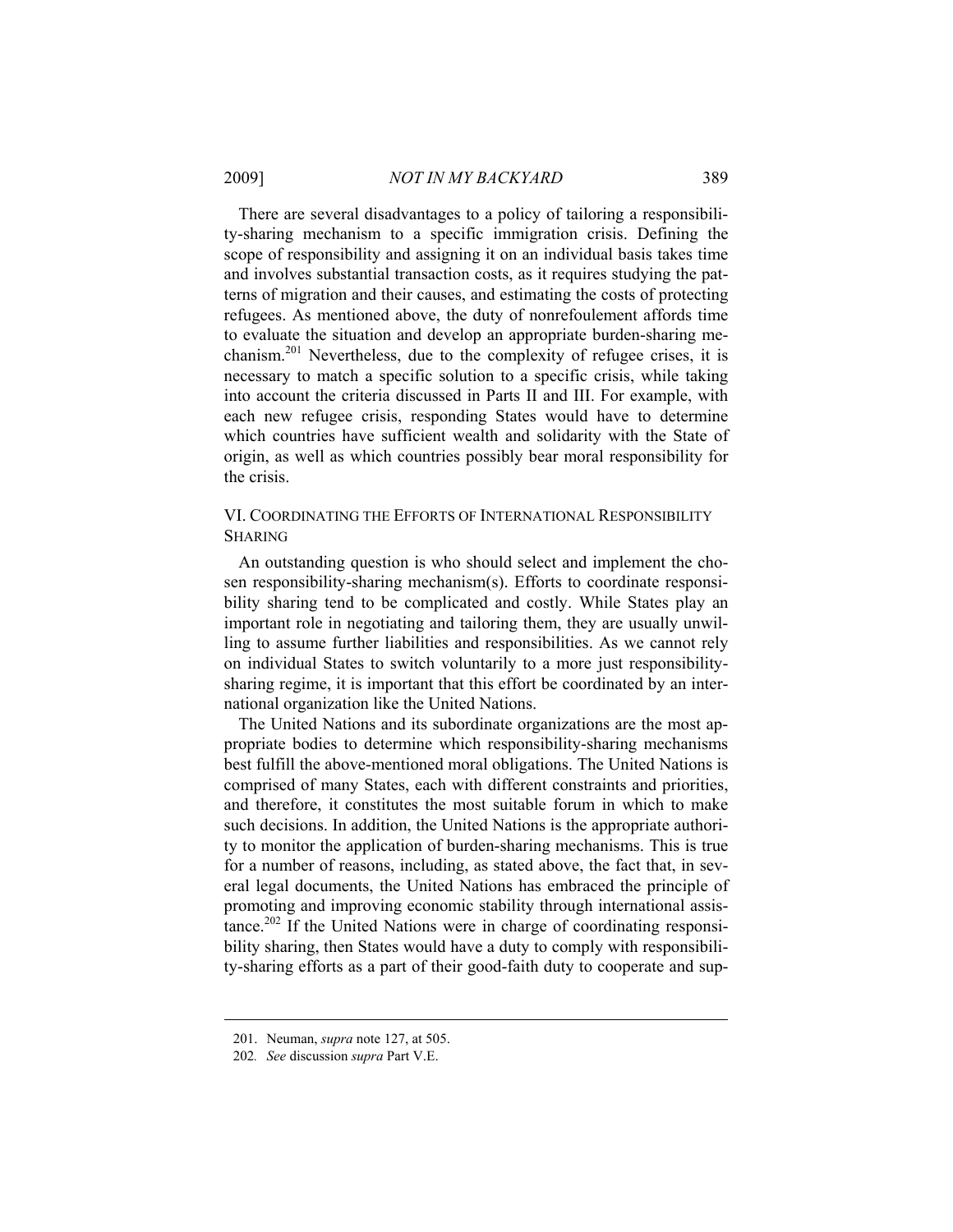There are several disadvantages to a policy of tailoring a responsibility-sharing mechanism to a specific immigration crisis. Defining the scope of responsibility and assigning it on an individual basis takes time and involves substantial transaction costs, as it requires studying the patterns of migration and their causes, and estimating the costs of protecting refugees. As mentioned above, the duty of nonrefoulement affords time to evaluate the situation and develop an appropriate burden-sharing mechanism.[201] Nevertheless, due to the complexity of refugee crises, it is necessary to match a specific solution to a specific crisis, while taking into account the criteria discussed in Parts II and III. For example, with each new refugee crisis, responding States would have to determine which countries have sufficient wealth and solidarity with the State of origin, as well as which countries possibly bear moral responsibility for the crisis.

## VI. Coordinating the Efforts of International Responsibility Sharing

An outstanding question is who should select and implement the chosen responsibility-sharing mechanism(s). Efforts to coordinate responsibility sharing tend to be complicated and costly. While States play an important role in negotiating and tailoring them, they are usually unwilling to assume further liabilities and responsibilities. As we cannot rely on individual States to switch voluntarily to a more just responsibility-sharing regime, it is important that this effort be coordinated by an international organization like the United Nations.

The United Nations and its subordinate organizations are the most appropriate bodies to determine which responsibility-sharing mechanisms best fulfill the above-mentioned moral obligations. The United Nations is comprised of many States, each with different constraints and priorities, and therefore, it constitutes the most suitable forum in which to make such decisions. In addition, the United Nations is the appropriate authority to monitor the application of burden-sharing mechanisms. This is true for a number of reasons, including, as stated above, the fact that, in several legal documents, the United Nations has embraced the principle of promoting and improving economic stability through international assistance.[202] If the United Nations were in charge of coordinating responsibility sharing, then States would have a duty to comply with responsibility-sharing efforts as a part of their good-faith duty to cooperate and sup-

201. Neuman, *supra* note 127, at 505.

202. *See* discussion *supra* Part V.E.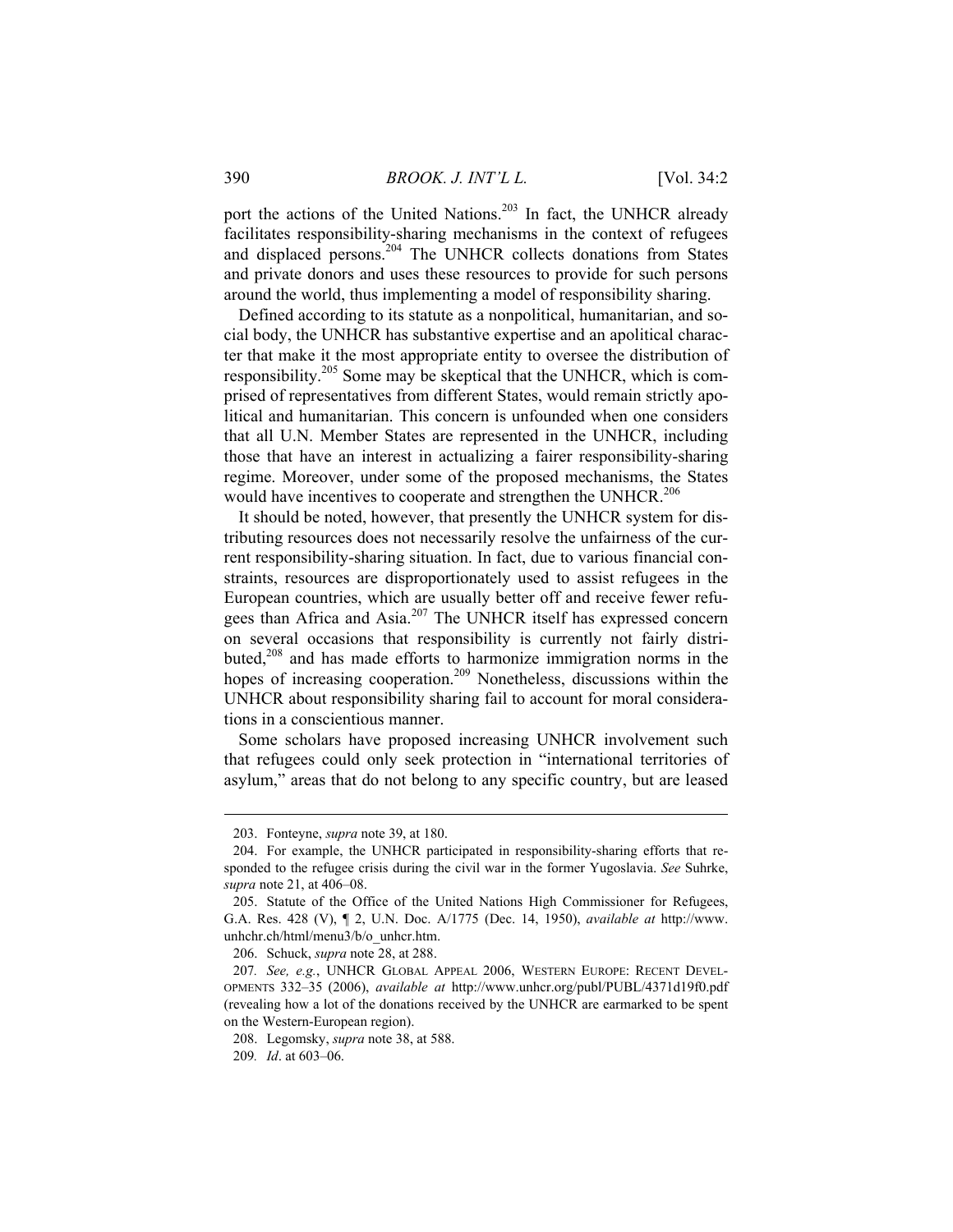port the actions of the United Nations.[203] In fact, the UNHCR already facilitates responsibility-sharing mechanisms in the context of refugees and displaced persons.[204] The UNHCR collects donations from States and private donors and uses these resources to provide for such persons around the world, thus implementing a model of responsibility sharing.

Defined according to its statute as a nonpolitical, humanitarian, and social body, the UNHCR has substantive expertise and an apolitical character that make it the most appropriate entity to oversee the distribution of responsibility.[205] Some may be skeptical that the UNHCR, which is comprised of representatives from different States, would remain strictly apolitical and humanitarian. This concern is unfounded when one considers that all U.N. Member States are represented in the UNHCR, including those that have an interest in actualizing a fairer responsibility-sharing regime. Moreover, under some of the proposed mechanisms, the States would have incentives to cooperate and strengthen the UNHCR.[206]

It should be noted, however, that presently the UNHCR system for distributing resources does not necessarily resolve the unfairness of the current responsibility-sharing situation. In fact, due to various financial constraints, resources are disproportionately used to assist refugees in the European countries, which are usually better off and receive fewer refugees than Africa and Asia.[207] The UNHCR itself has expressed concern on several occasions that responsibility is currently not fairly distributed,[208] and has made efforts to harmonize immigration norms in the hopes of increasing cooperation.[209] Nonetheless, discussions within the UNHCR about responsibility sharing fail to account for moral considerations in a conscientious manner.

Some scholars have proposed increasing UNHCR involvement such that refugees could only seek protection in "international territories of asylum," areas that do not belong to any specific country, but are leased

---

203. Fonteyne, *supra* note 39, at 180.

204. For example, the UNHCR participated in responsibility-sharing efforts that responded to the refugee crisis during the civil war in the former Yugoslavia. *See* Suhrke, *supra* note 21, at 406–08.

205. Statute of the Office of the United Nations High Commissioner for Refugees, G.A. Res. 428 (V), ¶ 2, U.N. Doc. A/1775 (Dec. 14, 1950), *available at* http://www.unhchr.ch/html/menu3/b/o_unhcr.htm.

206. Schuck, *supra* note 28, at 288.

207. *See, e.g.*, UNHCR GLOBAL APPEAL 2006, WESTERN EUROPE: RECENT DEVELOPMENTS 332–35 (2006), *available at* http://www.unhcr.org/publ/PUBL/4371d19f0.pdf (revealing how a lot of the donations received by the UNHCR are earmarked to be spent on the Western-European region).

208. Legomsky, *supra* note 38, at 588.

209. *Id*. at 603–06.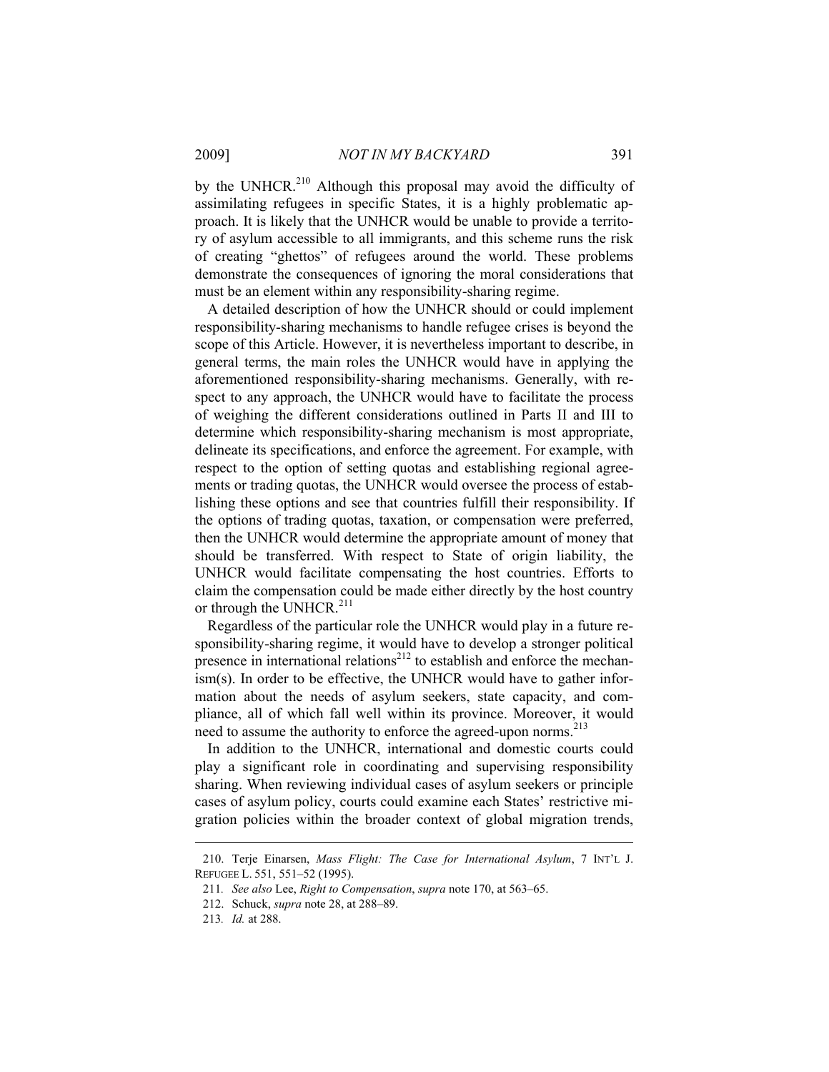by the UNHCR.[210] Although this proposal may avoid the difficulty of assimilating refugees in specific States, it is a highly problematic approach. It is likely that the UNHCR would be unable to provide a territory of asylum accessible to all immigrants, and this scheme runs the risk of creating "ghettos" of refugees around the world. These problems demonstrate the consequences of ignoring the moral considerations that must be an element within any responsibility-sharing regime.

A detailed description of how the UNHCR should or could implement responsibility-sharing mechanisms to handle refugee crises is beyond the scope of this Article. However, it is nevertheless important to describe, in general terms, the main roles the UNHCR would have in applying the aforementioned responsibility-sharing mechanisms. Generally, with respect to any approach, the UNHCR would have to facilitate the process of weighing the different considerations outlined in Parts II and III to determine which responsibility-sharing mechanism is most appropriate, delineate its specifications, and enforce the agreement. For example, with respect to the option of setting quotas and establishing regional agreements or trading quotas, the UNHCR would oversee the process of establishing these options and see that countries fulfill their responsibility. If the options of trading quotas, taxation, or compensation were preferred, then the UNHCR would determine the appropriate amount of money that should be transferred. With respect to State of origin liability, the UNHCR would facilitate compensating the host countries. Efforts to claim the compensation could be made either directly by the host country or through the UNHCR.[211]

Regardless of the particular role the UNHCR would play in a future responsibility-sharing regime, it would have to develop a stronger political presence in international relations[212] to establish and enforce the mechanism(s). In order to be effective, the UNHCR would have to gather information about the needs of asylum seekers, state capacity, and compliance, all of which fall well within its province. Moreover, it would need to assume the authority to enforce the agreed-upon norms.[213]

In addition to the UNHCR, international and domestic courts could play a significant role in coordinating and supervising responsibility sharing. When reviewing individual cases of asylum seekers or principle cases of asylum policy, courts could examine each States' restrictive migration policies within the broader context of global migration trends,

---

210. Terje Einarsen, *Mass Flight: The Case for International Asylum*, 7 INT'L J. REFUGEE L. 551, 551–52 (1995).

211. *See also* Lee, *Right to Compensation*, *supra* note 170, at 563–65.

212. Schuck, *supra* note 28, at 288–89.

213. *Id.* at 288.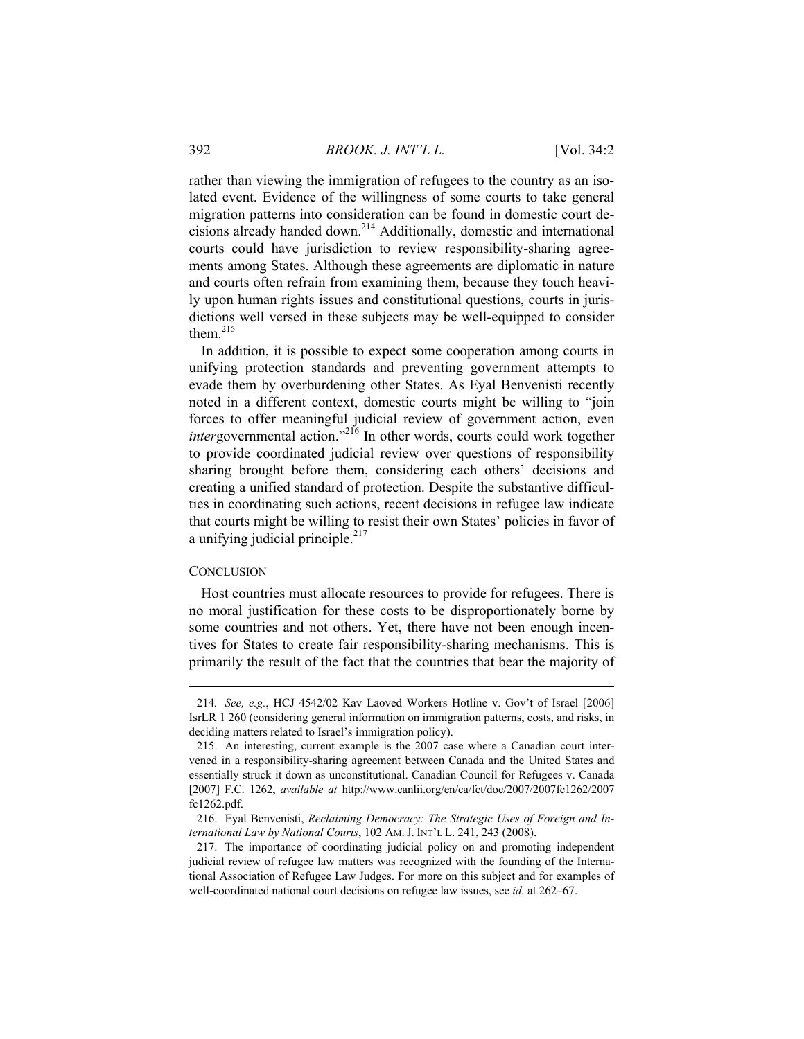rather than viewing the immigration of refugees to the country as an isolated event. Evidence of the willingness of some courts to take general migration patterns into consideration can be found in domestic court decisions already handed down.[214] Additionally, domestic and international courts could have jurisdiction to review responsibility-sharing agreements among States. Although these agreements are diplomatic in nature and courts often refrain from examining them, because they touch heavily upon human rights issues and constitutional questions, courts in jurisdictions well versed in these subjects may be well-equipped to consider them.[215]

In addition, it is possible to expect some cooperation among courts in unifying protection standards and preventing government attempts to evade them by overburdening other States. As Eyal Benvenisti recently noted in a different context, domestic courts might be willing to "join forces to offer meaningful judicial review of government action, even *inter*governmental action."[216] In other words, courts could work together to provide coordinated judicial review over questions of responsibility sharing brought before them, considering each others' decisions and creating a unified standard of protection. Despite the substantive difficulties in coordinating such actions, recent decisions in refugee law indicate that courts might be willing to resist their own States' policies in favor of a unifying judicial principle.[217]

## CONCLUSION

Host countries must allocate resources to provide for refugees. There is no moral justification for these costs to be disproportionately borne by some countries and not others. Yet, there have not been enough incentives for States to create fair responsibility-sharing mechanisms. This is primarily the result of the fact that the countries that bear the majority of

---

214. *See, e.g.*, HCJ 4542/02 Kav Laoved Workers Hotline v. Gov't of Israel [2006] IsrLR 1 260 (considering general information on immigration patterns, costs, and risks, in deciding matters related to Israel's immigration policy).

215. An interesting, current example is the 2007 case where a Canadian court intervened in a responsibility-sharing agreement between Canada and the United States and essentially struck it down as unconstitutional. Canadian Council for Refugees v. Canada [2007] F.C. 1262, *available at* http://www.canlii.org/en/ca/fct/doc/2007/2007fc1262/2007fc1262.pdf.

216. Eyal Benvenisti, *Reclaiming Democracy: The Strategic Uses of Foreign and International Law by National Courts*, 102 AM. J. INT'L L. 241, 243 (2008).

217. The importance of coordinating judicial policy on and promoting independent judicial review of refugee law matters was recognized with the founding of the International Association of Refugee Law Judges. For more on this subject and for examples of well-coordinated national court decisions on refugee law issues, see *id.* at 262–67.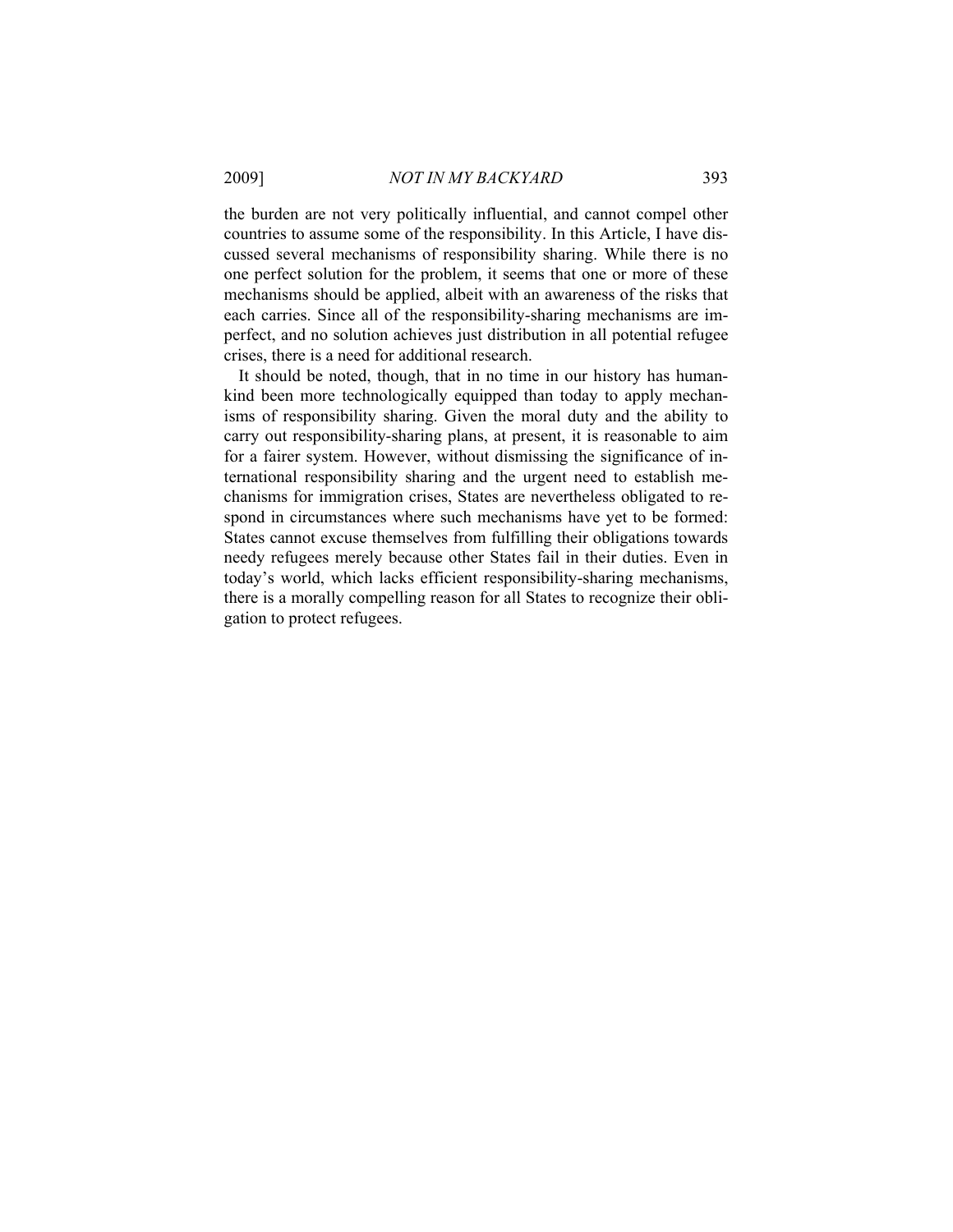the burden are not very politically influential, and cannot compel other countries to assume some of the responsibility. In this Article, I have discussed several mechanisms of responsibility sharing. While there is no one perfect solution for the problem, it seems that one or more of these mechanisms should be applied, albeit with an awareness of the risks that each carries. Since all of the responsibility-sharing mechanisms are imperfect, and no solution achieves just distribution in all potential refugee crises, there is a need for additional research.

It should be noted, though, that in no time in our history has humankind been more technologically equipped than today to apply mechanisms of responsibility sharing. Given the moral duty and the ability to carry out responsibility-sharing plans, at present, it is reasonable to aim for a fairer system. However, without dismissing the significance of international responsibility sharing and the urgent need to establish mechanisms for immigration crises, States are nevertheless obligated to respond in circumstances where such mechanisms have yet to be formed: States cannot excuse themselves from fulfilling their obligations towards needy refugees merely because other States fail in their duties. Even in today's world, which lacks efficient responsibility-sharing mechanisms, there is a morally compelling reason for all States to recognize their obligation to protect refugees.